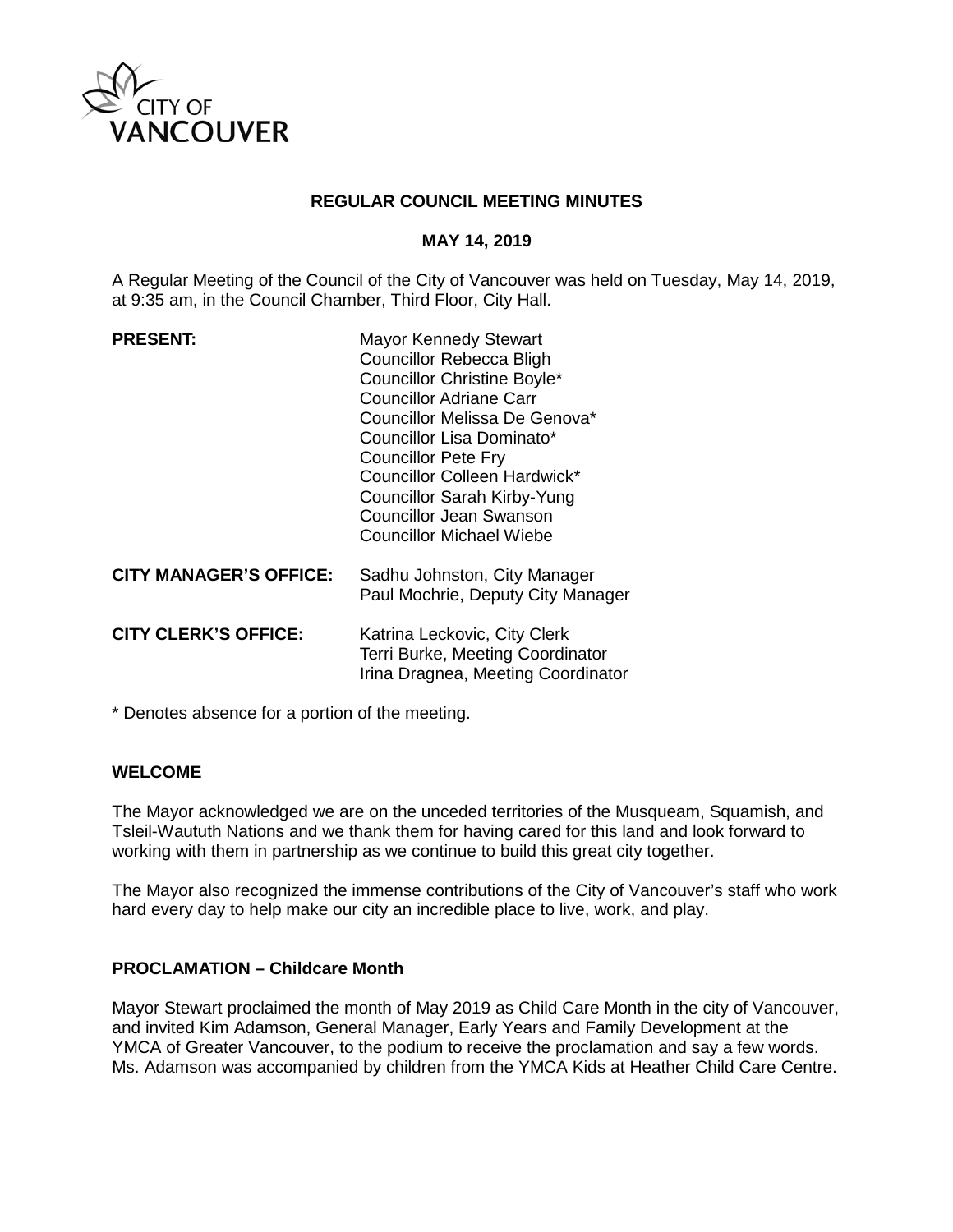CITY OF
VANCOUVER

# REGULAR COUNCIL MEETING MINUTES

## MAY 14, 2019

A Regular Meeting of the Council of the City of Vancouver was held on Tuesday, May 14, 2019, at 9:35 am, in the Council Chamber, Third Floor, City Hall.

| | |
|---|---|
| **PRESENT:** | Mayor Kennedy Stewart<br>Councillor Rebecca Bligh<br>Councillor Christine Boyle*<br>Councillor Adriane Carr<br>Councillor Melissa De Genova*<br>Councillor Lisa Dominato*<br>Councillor Pete Fry<br>Councillor Colleen Hardwick*<br>Councillor Sarah Kirby-Yung<br>Councillor Jean Swanson<br>Councillor Michael Wiebe |
| **CITY MANAGER'S OFFICE:** | Sadhu Johnston, City Manager<br>Paul Mochrie, Deputy City Manager |
| **CITY CLERK'S OFFICE:** | Katrina Leckovic, City Clerk<br>Terri Burke, Meeting Coordinator<br>Irina Dragnea, Meeting Coordinator |

\* Denotes absence for a portion of the meeting.

### WELCOME

The Mayor acknowledged we are on the unceded territories of the Musqueam, Squamish, and Tsleil-Waututh Nations and we thank them for having cared for this land and look forward to working with them in partnership as we continue to build this great city together.

The Mayor also recognized the immense contributions of the City of Vancouver's staff who work hard every day to help make our city an incredible place to live, work, and play.

### PROCLAMATION – Childcare Month

Mayor Stewart proclaimed the month of May 2019 as Child Care Month in the city of Vancouver, and invited Kim Adamson, General Manager, Early Years and Family Development at the YMCA of Greater Vancouver, to the podium to receive the proclamation and say a few words. Ms. Adamson was accompanied by children from the YMCA Kids at Heather Child Care Centre.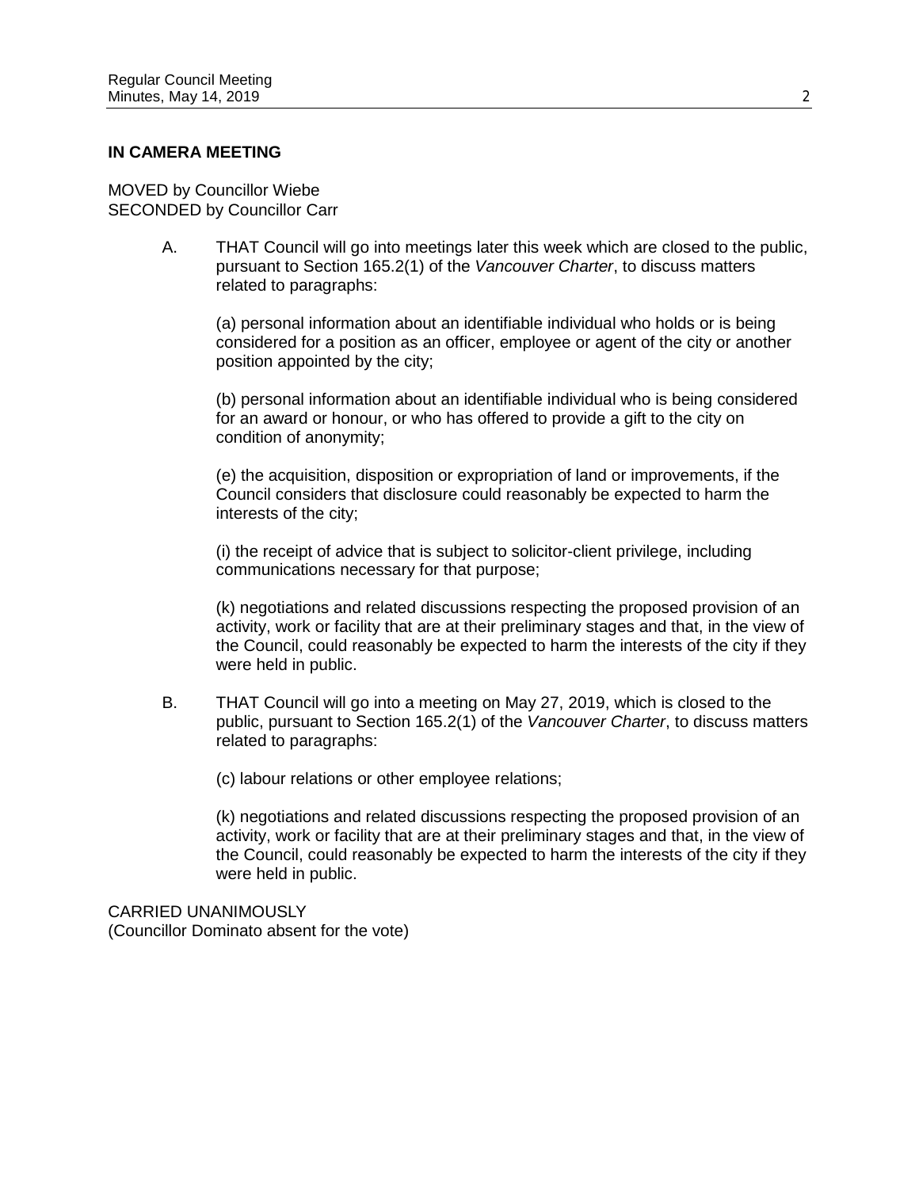## IN CAMERA MEETING

MOVED by Councillor Wiebe
SECONDED by Councillor Carr

A. THAT Council will go into meetings later this week which are closed to the public, pursuant to Section 165.2(1) of the *Vancouver Charter*, to discuss matters related to paragraphs:

   (a) personal information about an identifiable individual who holds or is being considered for a position as an officer, employee or agent of the city or another position appointed by the city;

   (b) personal information about an identifiable individual who is being considered for an award or honour, or who has offered to provide a gift to the city on condition of anonymity;

   (e) the acquisition, disposition or expropriation of land or improvements, if the Council considers that disclosure could reasonably be expected to harm the interests of the city;

   (i) the receipt of advice that is subject to solicitor-client privilege, including communications necessary for that purpose;

   (k) negotiations and related discussions respecting the proposed provision of an activity, work or facility that are at their preliminary stages and that, in the view of the Council, could reasonably be expected to harm the interests of the city if they were held in public.

B. THAT Council will go into a meeting on May 27, 2019, which is closed to the public, pursuant to Section 165.2(1) of the *Vancouver Charter*, to discuss matters related to paragraphs:

   (c) labour relations or other employee relations;

   (k) negotiations and related discussions respecting the proposed provision of an activity, work or facility that are at their preliminary stages and that, in the view of the Council, could reasonably be expected to harm the interests of the city if they were held in public.

CARRIED UNANIMOUSLY
(Councillor Dominato absent for the vote)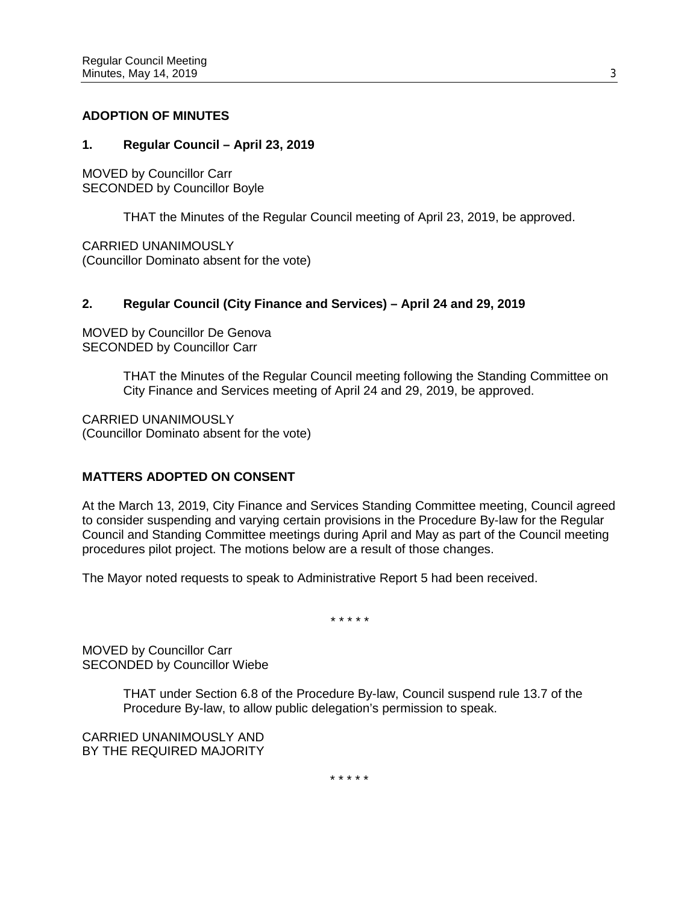## ADOPTION OF MINUTES

### 1. Regular Council – April 23, 2019

MOVED by Councillor Carr
SECONDED by Councillor Boyle

> THAT the Minutes of the Regular Council meeting of April 23, 2019, be approved.

CARRIED UNANIMOUSLY
(Councillor Dominato absent for the vote)

### 2. Regular Council (City Finance and Services) – April 24 and 29, 2019

MOVED by Councillor De Genova
SECONDED by Councillor Carr

> THAT the Minutes of the Regular Council meeting following the Standing Committee on City Finance and Services meeting of April 24 and 29, 2019, be approved.

CARRIED UNANIMOUSLY
(Councillor Dominato absent for the vote)

## MATTERS ADOPTED ON CONSENT

At the March 13, 2019, City Finance and Services Standing Committee meeting, Council agreed to consider suspending and varying certain provisions in the Procedure By-law for the Regular Council and Standing Committee meetings during April and May as part of the Council meeting procedures pilot project. The motions below are a result of those changes.

The Mayor noted requests to speak to Administrative Report 5 had been received.

\* \* \* \* \*

MOVED by Councillor Carr
SECONDED by Councillor Wiebe

> THAT under Section 6.8 of the Procedure By-law, Council suspend rule 13.7 of the Procedure By-law, to allow public delegation's permission to speak.

CARRIED UNANIMOUSLY AND
BY THE REQUIRED MAJORITY

\* \* \* \* \*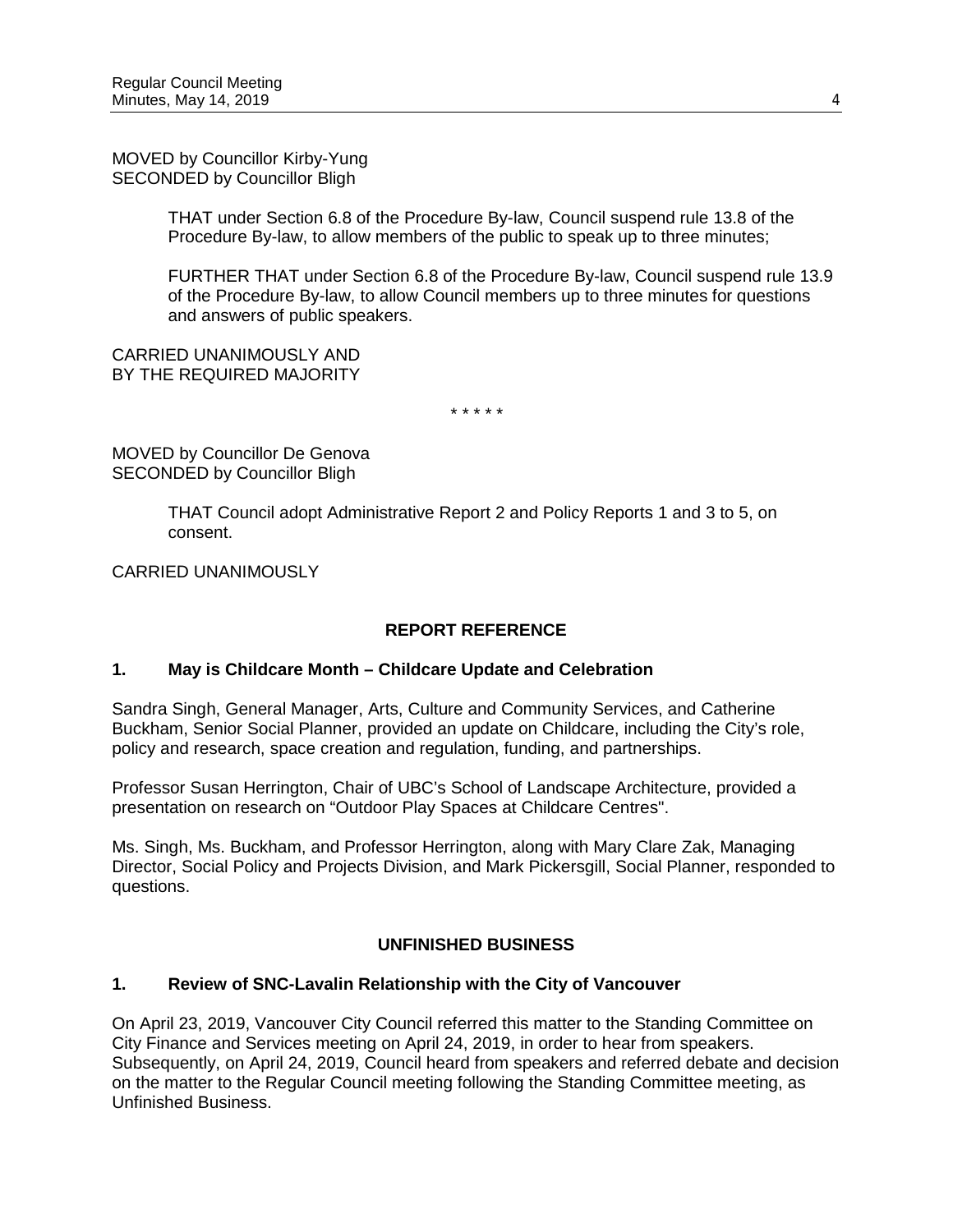MOVED by Councillor Kirby-Yung
SECONDED by Councillor Bligh

> THAT under Section 6.8 of the Procedure By-law, Council suspend rule 13.8 of the Procedure By-law, to allow members of the public to speak up to three minutes;
>
> FURTHER THAT under Section 6.8 of the Procedure By-law, Council suspend rule 13.9 of the Procedure By-law, to allow Council members up to three minutes for questions and answers of public speakers.

CARRIED UNANIMOUSLY AND
BY THE REQUIRED MAJORITY

\* \* \* \* \*

MOVED by Councillor De Genova
SECONDED by Councillor Bligh

> THAT Council adopt Administrative Report 2 and Policy Reports 1 and 3 to 5, on consent.

CARRIED UNANIMOUSLY

## REPORT REFERENCE

### 1. May is Childcare Month – Childcare Update and Celebration

Sandra Singh, General Manager, Arts, Culture and Community Services, and Catherine Buckham, Senior Social Planner, provided an update on Childcare, including the City's role, policy and research, space creation and regulation, funding, and partnerships.

Professor Susan Herrington, Chair of UBC's School of Landscape Architecture, provided a presentation on research on "Outdoor Play Spaces at Childcare Centres".

Ms. Singh, Ms. Buckham, and Professor Herrington, along with Mary Clare Zak, Managing Director, Social Policy and Projects Division, and Mark Pickersgill, Social Planner, responded to questions.

## UNFINISHED BUSINESS

### 1. Review of SNC-Lavalin Relationship with the City of Vancouver

On April 23, 2019, Vancouver City Council referred this matter to the Standing Committee on City Finance and Services meeting on April 24, 2019, in order to hear from speakers. Subsequently, on April 24, 2019, Council heard from speakers and referred debate and decision on the matter to the Regular Council meeting following the Standing Committee meeting, as Unfinished Business.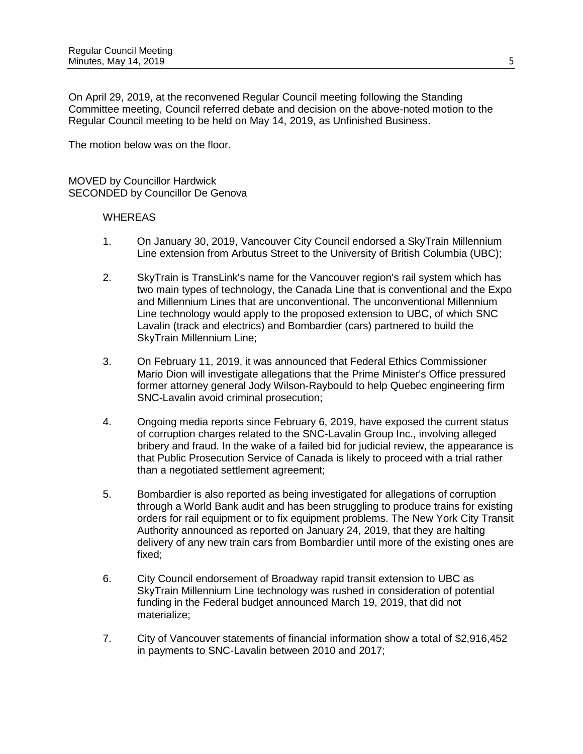On April 29, 2019, at the reconvened Regular Council meeting following the Standing Committee meeting, Council referred debate and decision on the above-noted motion to the Regular Council meeting to be held on May 14, 2019, as Unfinished Business.

The motion below was on the floor.

MOVED by Councillor Hardwick
SECONDED by Councillor De Genova

WHEREAS

1. On January 30, 2019, Vancouver City Council endorsed a SkyTrain Millennium Line extension from Arbutus Street to the University of British Columbia (UBC);

2. SkyTrain is TransLink's name for the Vancouver region's rail system which has two main types of technology, the Canada Line that is conventional and the Expo and Millennium Lines that are unconventional. The unconventional Millennium Line technology would apply to the proposed extension to UBC, of which SNC Lavalin (track and electrics) and Bombardier (cars) partnered to build the SkyTrain Millennium Line;

3. On February 11, 2019, it was announced that Federal Ethics Commissioner Mario Dion will investigate allegations that the Prime Minister's Office pressured former attorney general Jody Wilson-Raybould to help Quebec engineering firm SNC-Lavalin avoid criminal prosecution;

4. Ongoing media reports since February 6, 2019, have exposed the current status of corruption charges related to the SNC-Lavalin Group Inc., involving alleged bribery and fraud. In the wake of a failed bid for judicial review, the appearance is that Public Prosecution Service of Canada is likely to proceed with a trial rather than a negotiated settlement agreement;

5. Bombardier is also reported as being investigated for allegations of corruption through a World Bank audit and has been struggling to produce trains for existing orders for rail equipment or to fix equipment problems. The New York City Transit Authority announced as reported on January 24, 2019, that they are halting delivery of any new train cars from Bombardier until more of the existing ones are fixed;

6. City Council endorsement of Broadway rapid transit extension to UBC as SkyTrain Millennium Line technology was rushed in consideration of potential funding in the Federal budget announced March 19, 2019, that did not materialize;

7. City of Vancouver statements of financial information show a total of $2,916,452 in payments to SNC-Lavalin between 2010 and 2017;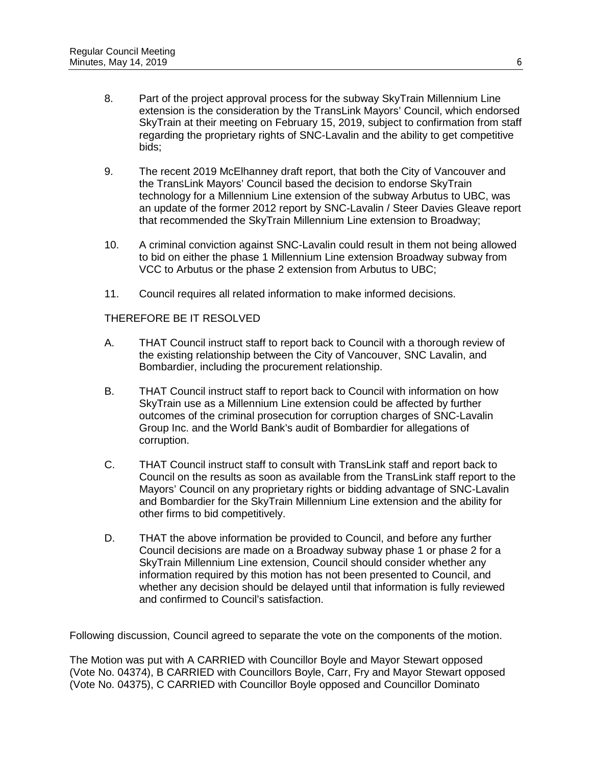8. Part of the project approval process for the subway SkyTrain Millennium Line extension is the consideration by the TransLink Mayors' Council, which endorsed SkyTrain at their meeting on February 15, 2019, subject to confirmation from staff regarding the proprietary rights of SNC-Lavalin and the ability to get competitive bids;

9. The recent 2019 McElhanney draft report, that both the City of Vancouver and the TransLink Mayors' Council based the decision to endorse SkyTrain technology for a Millennium Line extension of the subway Arbutus to UBC, was an update of the former 2012 report by SNC-Lavalin / Steer Davies Gleave report that recommended the SkyTrain Millennium Line extension to Broadway;

10. A criminal conviction against SNC-Lavalin could result in them not being allowed to bid on either the phase 1 Millennium Line extension Broadway subway from VCC to Arbutus or the phase 2 extension from Arbutus to UBC;

11. Council requires all related information to make informed decisions.

THEREFORE BE IT RESOLVED

A. THAT Council instruct staff to report back to Council with a thorough review of the existing relationship between the City of Vancouver, SNC Lavalin, and Bombardier, including the procurement relationship.

B. THAT Council instruct staff to report back to Council with information on how SkyTrain use as a Millennium Line extension could be affected by further outcomes of the criminal prosecution for corruption charges of SNC-Lavalin Group Inc. and the World Bank's audit of Bombardier for allegations of corruption.

C. THAT Council instruct staff to consult with TransLink staff and report back to Council on the results as soon as available from the TransLink staff report to the Mayors' Council on any proprietary rights or bidding advantage of SNC-Lavalin and Bombardier for the SkyTrain Millennium Line extension and the ability for other firms to bid competitively.

D. THAT the above information be provided to Council, and before any further Council decisions are made on a Broadway subway phase 1 or phase 2 for a SkyTrain Millennium Line extension, Council should consider whether any information required by this motion has not been presented to Council, and whether any decision should be delayed until that information is fully reviewed and confirmed to Council's satisfaction.

Following discussion, Council agreed to separate the vote on the components of the motion.

The Motion was put with A CARRIED with Councillor Boyle and Mayor Stewart opposed (Vote No. 04374), B CARRIED with Councillors Boyle, Carr, Fry and Mayor Stewart opposed (Vote No. 04375), C CARRIED with Councillor Boyle opposed and Councillor Dominato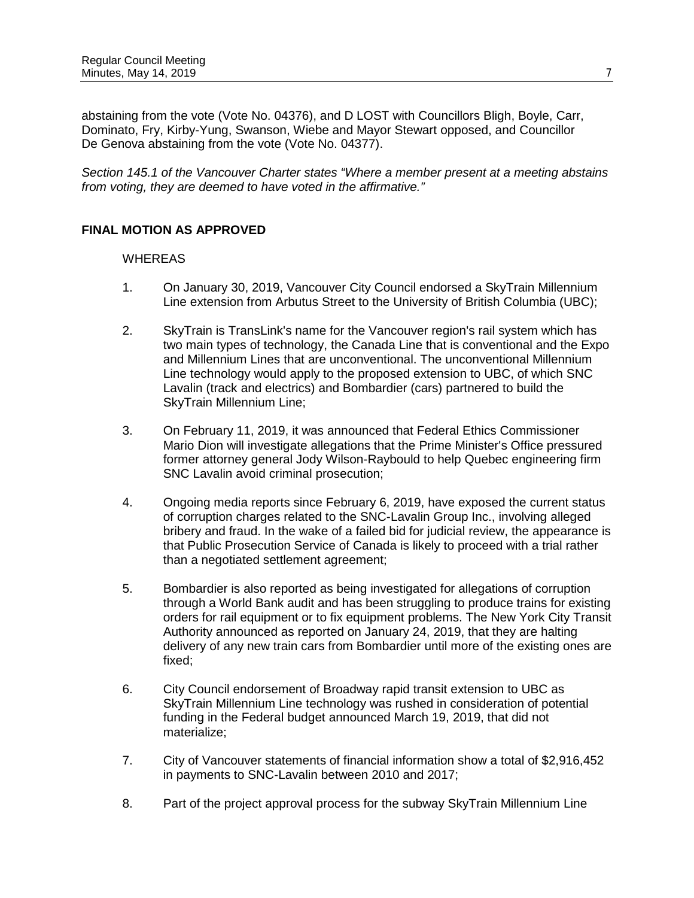abstaining from the vote (Vote No. 04376), and D LOST with Councillors Bligh, Boyle, Carr, Dominato, Fry, Kirby-Yung, Swanson, Wiebe and Mayor Stewart opposed, and Councillor De Genova abstaining from the vote (Vote No. 04377).

*Section 145.1 of the Vancouver Charter states "Where a member present at a meeting abstains from voting, they are deemed to have voted in the affirmative."*

**FINAL MOTION AS APPROVED**

WHEREAS

1. On January 30, 2019, Vancouver City Council endorsed a SkyTrain Millennium Line extension from Arbutus Street to the University of British Columbia (UBC);

2. SkyTrain is TransLink's name for the Vancouver region's rail system which has two main types of technology, the Canada Line that is conventional and the Expo and Millennium Lines that are unconventional. The unconventional Millennium Line technology would apply to the proposed extension to UBC, of which SNC Lavalin (track and electrics) and Bombardier (cars) partnered to build the SkyTrain Millennium Line;

3. On February 11, 2019, it was announced that Federal Ethics Commissioner Mario Dion will investigate allegations that the Prime Minister's Office pressured former attorney general Jody Wilson-Raybould to help Quebec engineering firm SNC Lavalin avoid criminal prosecution;

4. Ongoing media reports since February 6, 2019, have exposed the current status of corruption charges related to the SNC-Lavalin Group Inc., involving alleged bribery and fraud. In the wake of a failed bid for judicial review, the appearance is that Public Prosecution Service of Canada is likely to proceed with a trial rather than a negotiated settlement agreement;

5. Bombardier is also reported as being investigated for allegations of corruption through a World Bank audit and has been struggling to produce trains for existing orders for rail equipment or to fix equipment problems. The New York City Transit Authority announced as reported on January 24, 2019, that they are halting delivery of any new train cars from Bombardier until more of the existing ones are fixed;

6. City Council endorsement of Broadway rapid transit extension to UBC as SkyTrain Millennium Line technology was rushed in consideration of potential funding in the Federal budget announced March 19, 2019, that did not materialize;

7. City of Vancouver statements of financial information show a total of $2,916,452 in payments to SNC-Lavalin between 2010 and 2017;

8. Part of the project approval process for the subway SkyTrain Millennium Line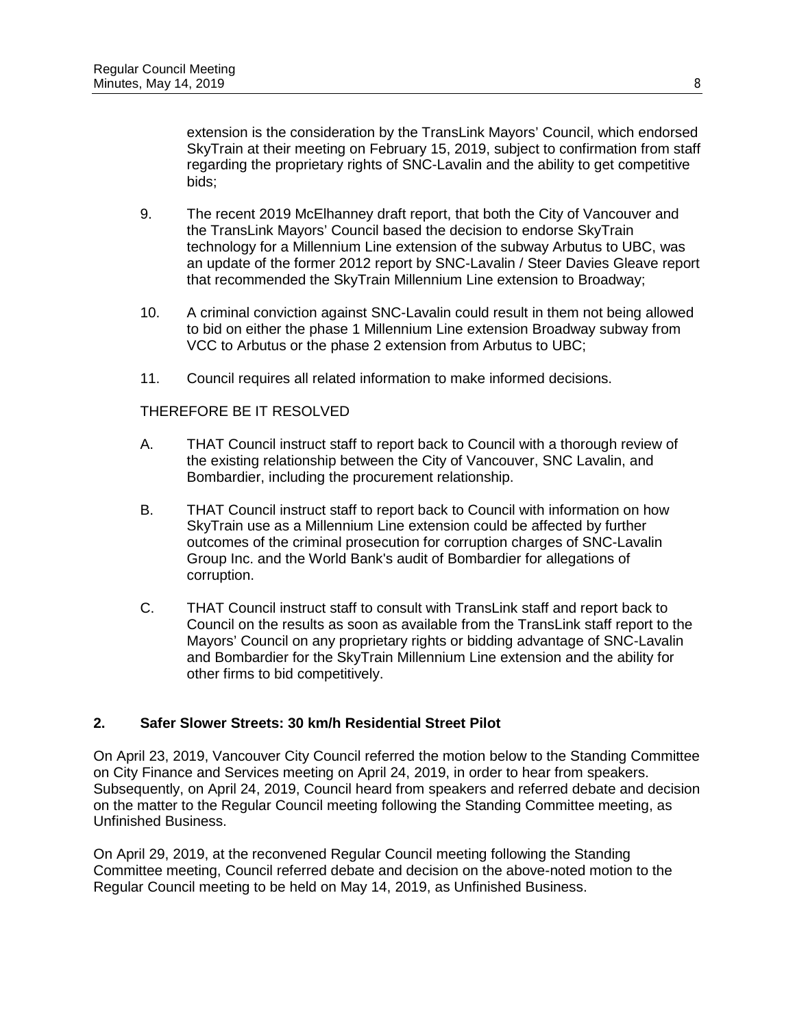extension is the consideration by the TransLink Mayors' Council, which endorsed SkyTrain at their meeting on February 15, 2019, subject to confirmation from staff regarding the proprietary rights of SNC-Lavalin and the ability to get competitive bids;

9. The recent 2019 McElhanney draft report, that both the City of Vancouver and the TransLink Mayors' Council based the decision to endorse SkyTrain technology for a Millennium Line extension of the subway Arbutus to UBC, was an update of the former 2012 report by SNC-Lavalin / Steer Davies Gleave report that recommended the SkyTrain Millennium Line extension to Broadway;

10. A criminal conviction against SNC-Lavalin could result in them not being allowed to bid on either the phase 1 Millennium Line extension Broadway subway from VCC to Arbutus or the phase 2 extension from Arbutus to UBC;

11. Council requires all related information to make informed decisions.

THEREFORE BE IT RESOLVED

A. THAT Council instruct staff to report back to Council with a thorough review of the existing relationship between the City of Vancouver, SNC Lavalin, and Bombardier, including the procurement relationship.

B. THAT Council instruct staff to report back to Council with information on how SkyTrain use as a Millennium Line extension could be affected by further outcomes of the criminal prosecution for corruption charges of SNC-Lavalin Group Inc. and the World Bank's audit of Bombardier for allegations of corruption.

C. THAT Council instruct staff to consult with TransLink staff and report back to Council on the results as soon as available from the TransLink staff report to the Mayors' Council on any proprietary rights or bidding advantage of SNC-Lavalin and Bombardier for the SkyTrain Millennium Line extension and the ability for other firms to bid competitively.

## 2. Safer Slower Streets: 30 km/h Residential Street Pilot

On April 23, 2019, Vancouver City Council referred the motion below to the Standing Committee on City Finance and Services meeting on April 24, 2019, in order to hear from speakers. Subsequently, on April 24, 2019, Council heard from speakers and referred debate and decision on the matter to the Regular Council meeting following the Standing Committee meeting, as Unfinished Business.

On April 29, 2019, at the reconvened Regular Council meeting following the Standing Committee meeting, Council referred debate and decision on the above-noted motion to the Regular Council meeting to be held on May 14, 2019, as Unfinished Business.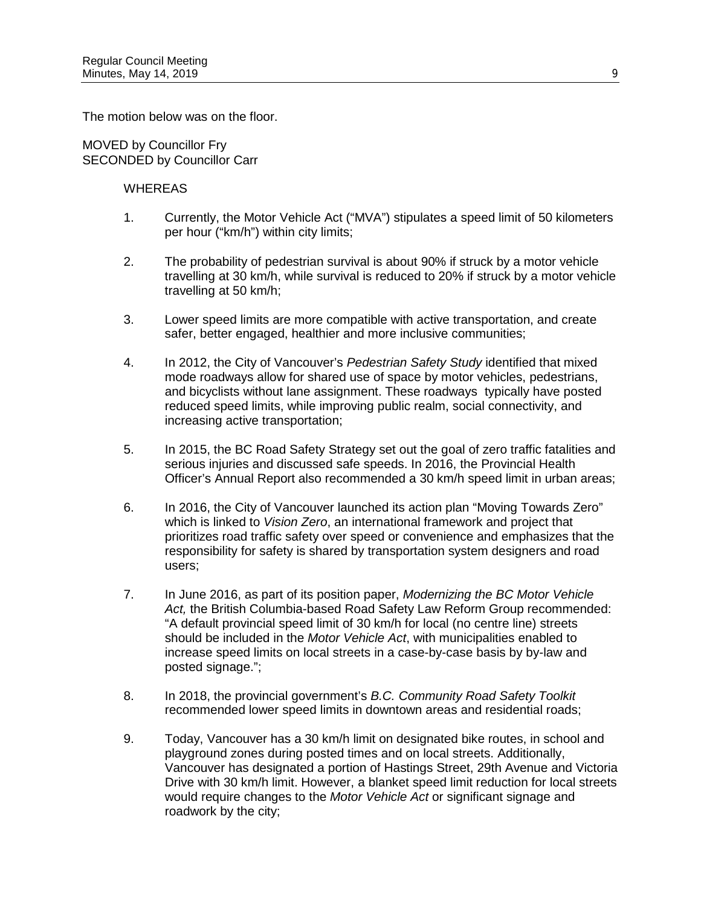The motion below was on the floor.

MOVED by Councillor Fry
SECONDED by Councillor Carr

WHEREAS

1. Currently, the Motor Vehicle Act ("MVA") stipulates a speed limit of 50 kilometers per hour ("km/h") within city limits;

2. The probability of pedestrian survival is about 90% if struck by a motor vehicle travelling at 30 km/h, while survival is reduced to 20% if struck by a motor vehicle travelling at 50 km/h;

3. Lower speed limits are more compatible with active transportation, and create safer, better engaged, healthier and more inclusive communities;

4. In 2012, the City of Vancouver's *Pedestrian Safety Study* identified that mixed mode roadways allow for shared use of space by motor vehicles, pedestrians, and bicyclists without lane assignment. These roadways typically have posted reduced speed limits, while improving public realm, social connectivity, and increasing active transportation;

5. In 2015, the BC Road Safety Strategy set out the goal of zero traffic fatalities and serious injuries and discussed safe speeds. In 2016, the Provincial Health Officer's Annual Report also recommended a 30 km/h speed limit in urban areas;

6. In 2016, the City of Vancouver launched its action plan "Moving Towards Zero" which is linked to *Vision Zero*, an international framework and project that prioritizes road traffic safety over speed or convenience and emphasizes that the responsibility for safety is shared by transportation system designers and road users;

7. In June 2016, as part of its position paper, *Modernizing the BC Motor Vehicle Act,* the British Columbia-based Road Safety Law Reform Group recommended: "A default provincial speed limit of 30 km/h for local (no centre line) streets should be included in the *Motor Vehicle Act*, with municipalities enabled to increase speed limits on local streets in a case-by-case basis by by-law and posted signage.";

8. In 2018, the provincial government's *B.C. Community Road Safety Toolkit* recommended lower speed limits in downtown areas and residential roads;

9. Today, Vancouver has a 30 km/h limit on designated bike routes, in school and playground zones during posted times and on local streets. Additionally, Vancouver has designated a portion of Hastings Street, 29th Avenue and Victoria Drive with 30 km/h limit. However, a blanket speed limit reduction for local streets would require changes to the *Motor Vehicle Act* or significant signage and roadwork by the city;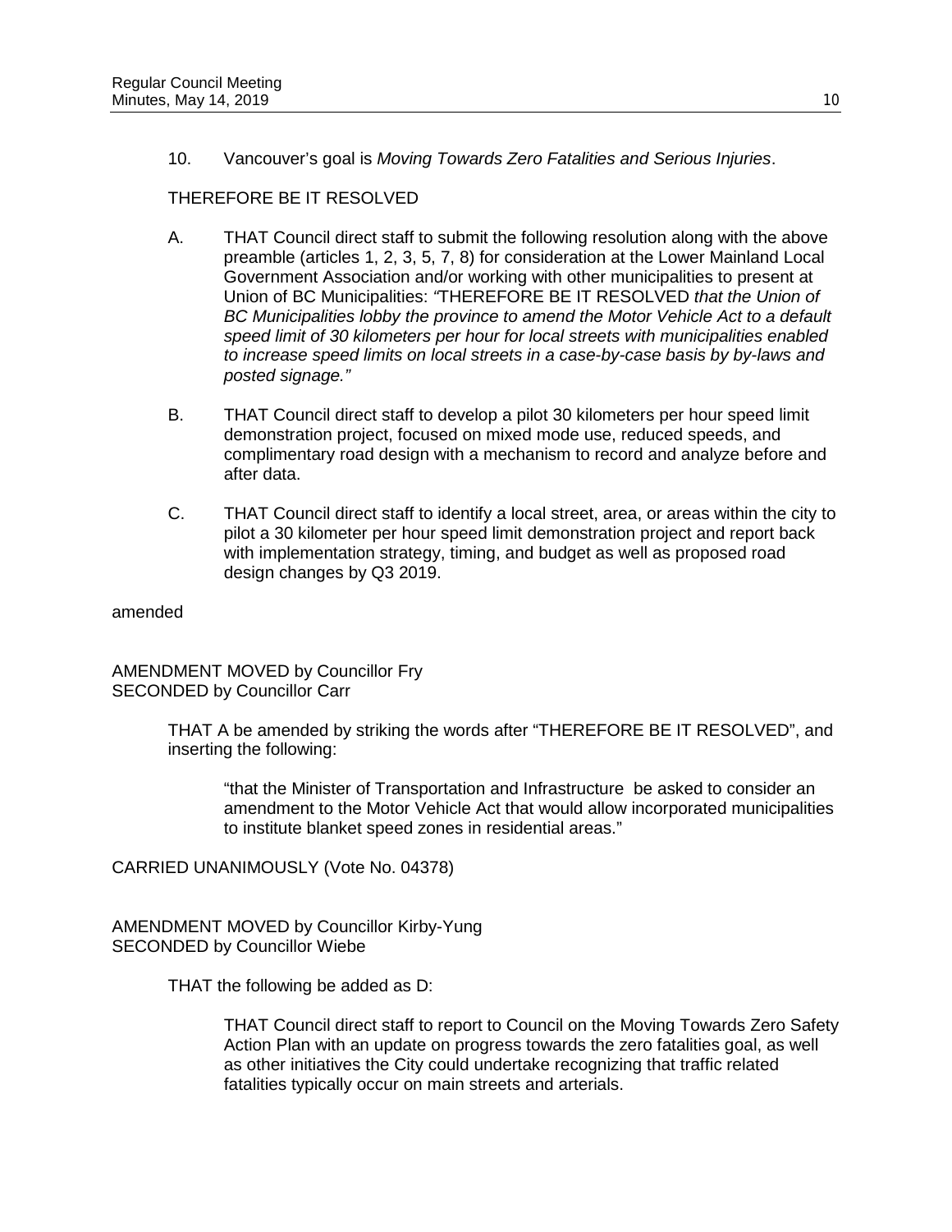10. Vancouver's goal is *Moving Towards Zero Fatalities and Serious Injuries*.

THEREFORE BE IT RESOLVED

A. THAT Council direct staff to submit the following resolution along with the above preamble (articles 1, 2, 3, 5, 7, 8) for consideration at the Lower Mainland Local Government Association and/or working with other municipalities to present at Union of BC Municipalities: *"*THEREFORE BE IT RESOLVED *that the Union of BC Municipalities lobby the province to amend the Motor Vehicle Act to a default speed limit of 30 kilometers per hour for local streets with municipalities enabled to increase speed limits on local streets in a case-by-case basis by by-laws and posted signage."*

B. THAT Council direct staff to develop a pilot 30 kilometers per hour speed limit demonstration project, focused on mixed mode use, reduced speeds, and complimentary road design with a mechanism to record and analyze before and after data.

C. THAT Council direct staff to identify a local street, area, or areas within the city to pilot a 30 kilometer per hour speed limit demonstration project and report back with implementation strategy, timing, and budget as well as proposed road design changes by Q3 2019.

amended

AMENDMENT MOVED by Councillor Fry
SECONDED by Councillor Carr

> THAT A be amended by striking the words after "THEREFORE BE IT RESOLVED", and inserting the following:
>
> > "that the Minister of Transportation and Infrastructure be asked to consider an amendment to the Motor Vehicle Act that would allow incorporated municipalities to institute blanket speed zones in residential areas."

CARRIED UNANIMOUSLY (Vote No. 04378)

AMENDMENT MOVED by Councillor Kirby-Yung
SECONDED by Councillor Wiebe

> THAT the following be added as D:
>
> > THAT Council direct staff to report to Council on the Moving Towards Zero Safety Action Plan with an update on progress towards the zero fatalities goal, as well as other initiatives the City could undertake recognizing that traffic related fatalities typically occur on main streets and arterials.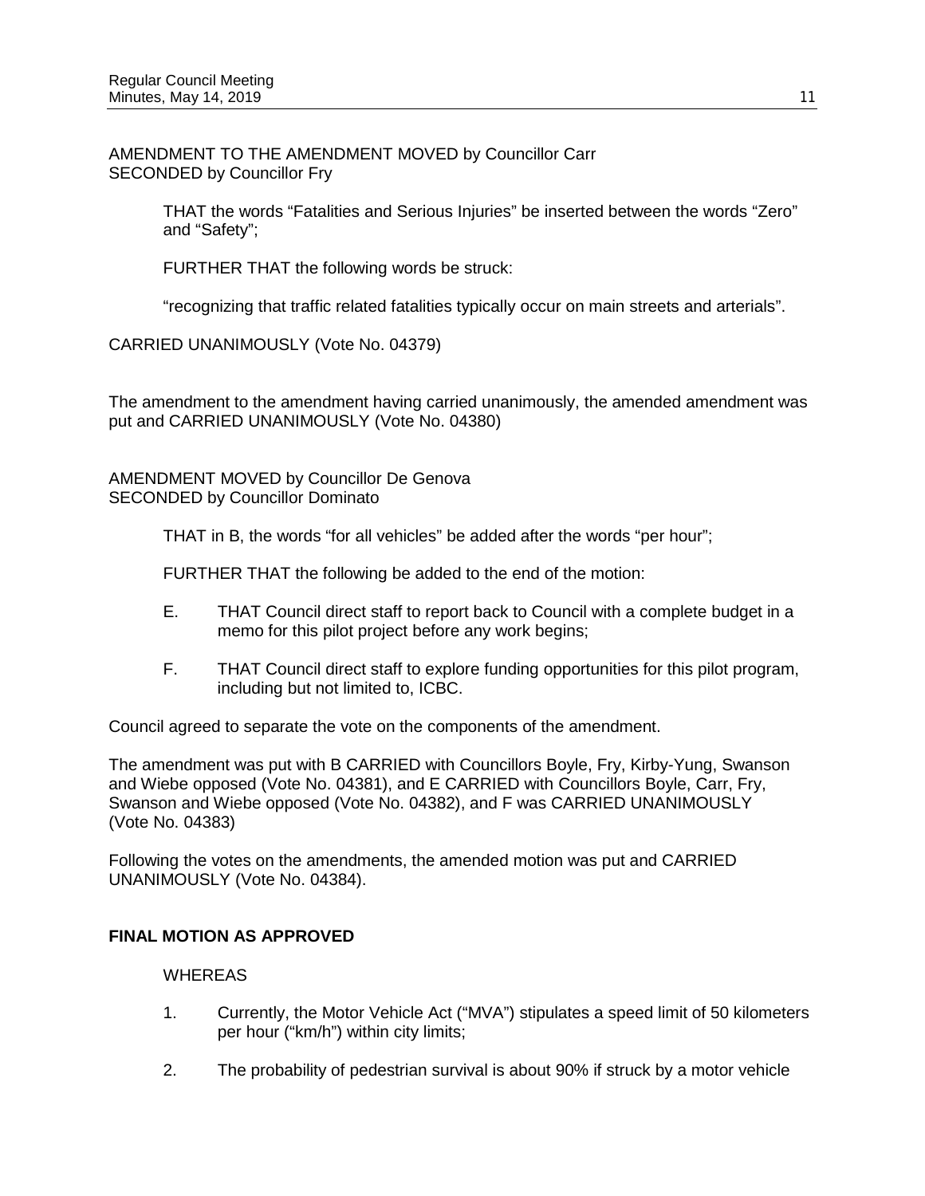AMENDMENT TO THE AMENDMENT MOVED by Councillor Carr
SECONDED by Councillor Fry

> THAT the words "Fatalities and Serious Injuries" be inserted between the words "Zero" and "Safety";
>
> FURTHER THAT the following words be struck:
>
> "recognizing that traffic related fatalities typically occur on main streets and arterials".

CARRIED UNANIMOUSLY (Vote No. 04379)

The amendment to the amendment having carried unanimously, the amended amendment was put and CARRIED UNANIMOUSLY (Vote No. 04380)

AMENDMENT MOVED by Councillor De Genova
SECONDED by Councillor Dominato

> THAT in B, the words "for all vehicles" be added after the words "per hour";
>
> FURTHER THAT the following be added to the end of the motion:
>
> E. THAT Council direct staff to report back to Council with a complete budget in a memo for this pilot project before any work begins;
>
> F. THAT Council direct staff to explore funding opportunities for this pilot program, including but not limited to, ICBC.

Council agreed to separate the vote on the components of the amendment.

The amendment was put with B CARRIED with Councillors Boyle, Fry, Kirby-Yung, Swanson and Wiebe opposed (Vote No. 04381), and E CARRIED with Councillors Boyle, Carr, Fry, Swanson and Wiebe opposed (Vote No. 04382), and F was CARRIED UNANIMOUSLY (Vote No. 04383)

Following the votes on the amendments, the amended motion was put and CARRIED UNANIMOUSLY (Vote No. 04384).

**FINAL MOTION AS APPROVED**

WHEREAS

1. Currently, the Motor Vehicle Act ("MVA") stipulates a speed limit of 50 kilometers per hour ("km/h") within city limits;
2. The probability of pedestrian survival is about 90% if struck by a motor vehicle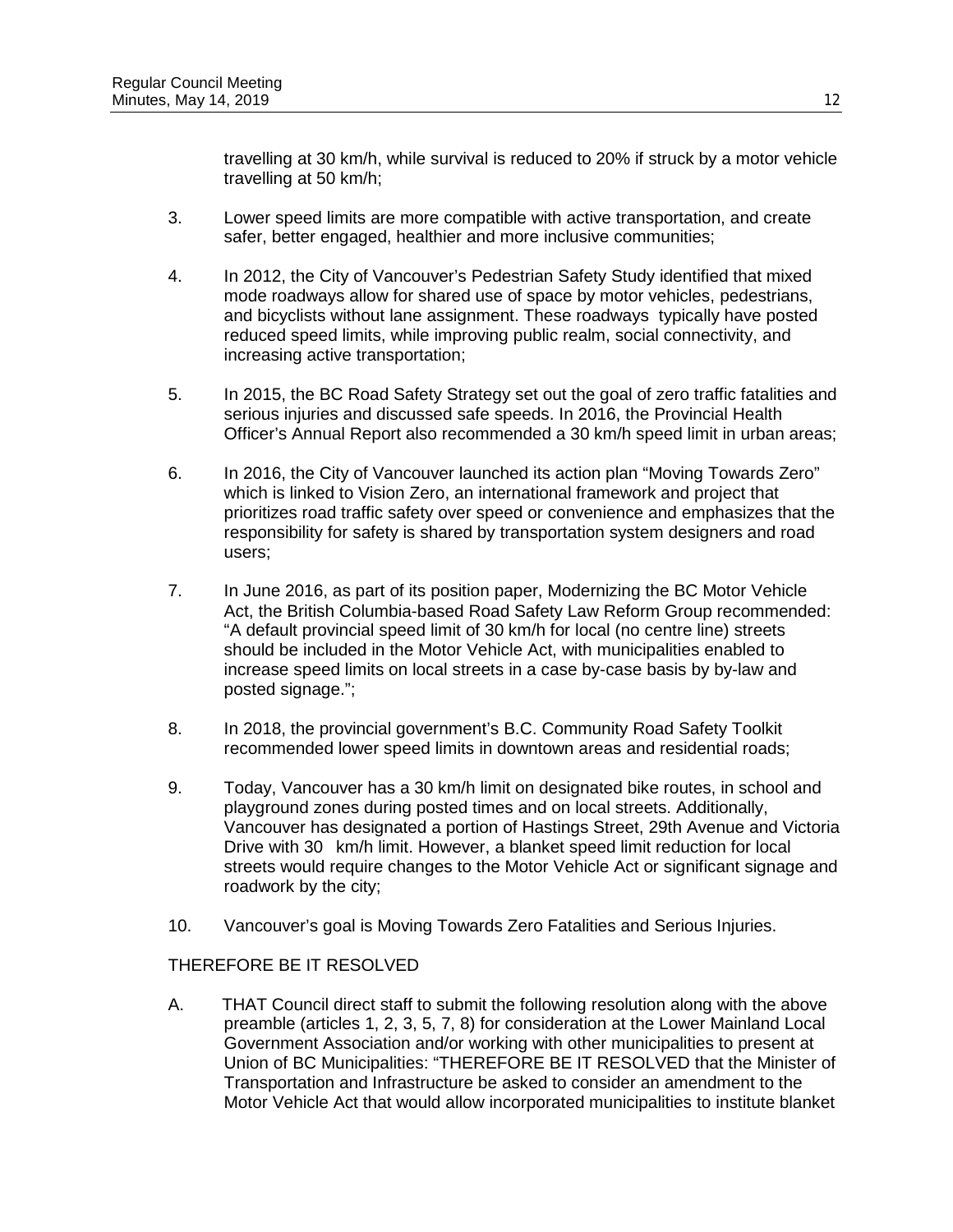travelling at 30 km/h, while survival is reduced to 20% if struck by a motor vehicle travelling at 50 km/h;

3. Lower speed limits are more compatible with active transportation, and create safer, better engaged, healthier and more inclusive communities;

4. In 2012, the City of Vancouver's Pedestrian Safety Study identified that mixed mode roadways allow for shared use of space by motor vehicles, pedestrians, and bicyclists without lane assignment. These roadways typically have posted reduced speed limits, while improving public realm, social connectivity, and increasing active transportation;

5. In 2015, the BC Road Safety Strategy set out the goal of zero traffic fatalities and serious injuries and discussed safe speeds. In 2016, the Provincial Health Officer's Annual Report also recommended a 30 km/h speed limit in urban areas;

6. In 2016, the City of Vancouver launched its action plan "Moving Towards Zero" which is linked to Vision Zero, an international framework and project that prioritizes road traffic safety over speed or convenience and emphasizes that the responsibility for safety is shared by transportation system designers and road users;

7. In June 2016, as part of its position paper, Modernizing the BC Motor Vehicle Act, the British Columbia-based Road Safety Law Reform Group recommended: "A default provincial speed limit of 30 km/h for local (no centre line) streets should be included in the Motor Vehicle Act, with municipalities enabled to increase speed limits on local streets in a case by-case basis by by-law and posted signage.";

8. In 2018, the provincial government's B.C. Community Road Safety Toolkit recommended lower speed limits in downtown areas and residential roads;

9. Today, Vancouver has a 30 km/h limit on designated bike routes, in school and playground zones during posted times and on local streets. Additionally, Vancouver has designated a portion of Hastings Street, 29th Avenue and Victoria Drive with 30 km/h limit. However, a blanket speed limit reduction for local streets would require changes to the Motor Vehicle Act or significant signage and roadwork by the city;

10. Vancouver's goal is Moving Towards Zero Fatalities and Serious Injuries.

THEREFORE BE IT RESOLVED

A. THAT Council direct staff to submit the following resolution along with the above preamble (articles 1, 2, 3, 5, 7, 8) for consideration at the Lower Mainland Local Government Association and/or working with other municipalities to present at Union of BC Municipalities: "THEREFORE BE IT RESOLVED that the Minister of Transportation and Infrastructure be asked to consider an amendment to the Motor Vehicle Act that would allow incorporated municipalities to institute blanket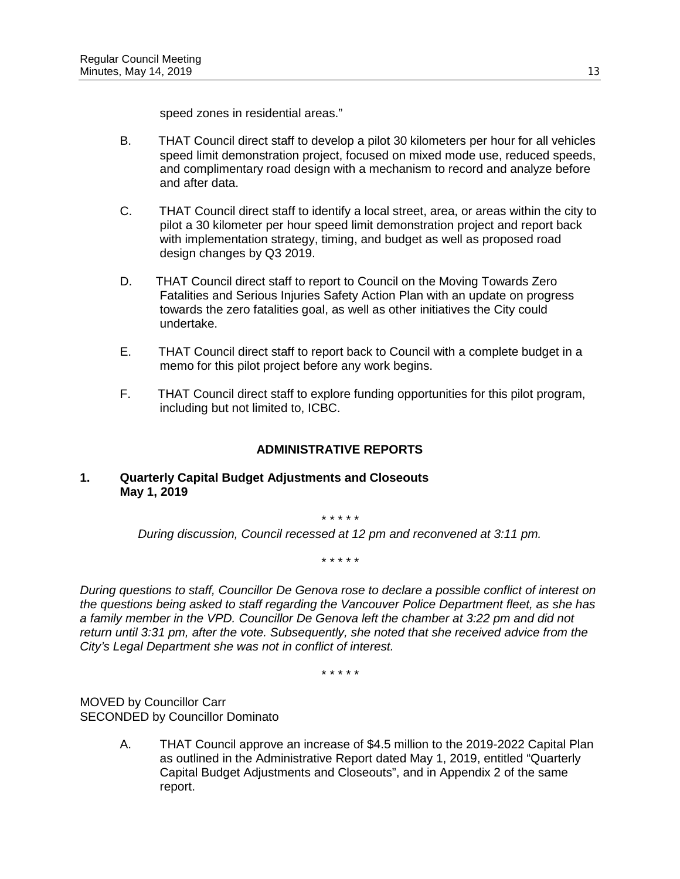speed zones in residential areas."

B. THAT Council direct staff to develop a pilot 30 kilometers per hour for all vehicles speed limit demonstration project, focused on mixed mode use, reduced speeds, and complimentary road design with a mechanism to record and analyze before and after data.

C. THAT Council direct staff to identify a local street, area, or areas within the city to pilot a 30 kilometer per hour speed limit demonstration project and report back with implementation strategy, timing, and budget as well as proposed road design changes by Q3 2019.

D. THAT Council direct staff to report to Council on the Moving Towards Zero Fatalities and Serious Injuries Safety Action Plan with an update on progress towards the zero fatalities goal, as well as other initiatives the City could undertake.

E. THAT Council direct staff to report back to Council with a complete budget in a memo for this pilot project before any work begins.

F. THAT Council direct staff to explore funding opportunities for this pilot program, including but not limited to, ICBC.

## ADMINISTRATIVE REPORTS

### 1. Quarterly Capital Budget Adjustments and Closeouts May 1, 2019

\* \* \* \* \*

*During discussion, Council recessed at 12 pm and reconvened at 3:11 pm.*

\* \* \* \* \*

*During questions to staff, Councillor De Genova rose to declare a possible conflict of interest on the questions being asked to staff regarding the Vancouver Police Department fleet, as she has a family member in the VPD. Councillor De Genova left the chamber at 3:22 pm and did not return until 3:31 pm, after the vote. Subsequently, she noted that she received advice from the City's Legal Department she was not in conflict of interest.*

\* \* \* \* \*

MOVED by Councillor Carr
SECONDED by Councillor Dominato

A. THAT Council approve an increase of $4.5 million to the 2019-2022 Capital Plan as outlined in the Administrative Report dated May 1, 2019, entitled "Quarterly Capital Budget Adjustments and Closeouts", and in Appendix 2 of the same report.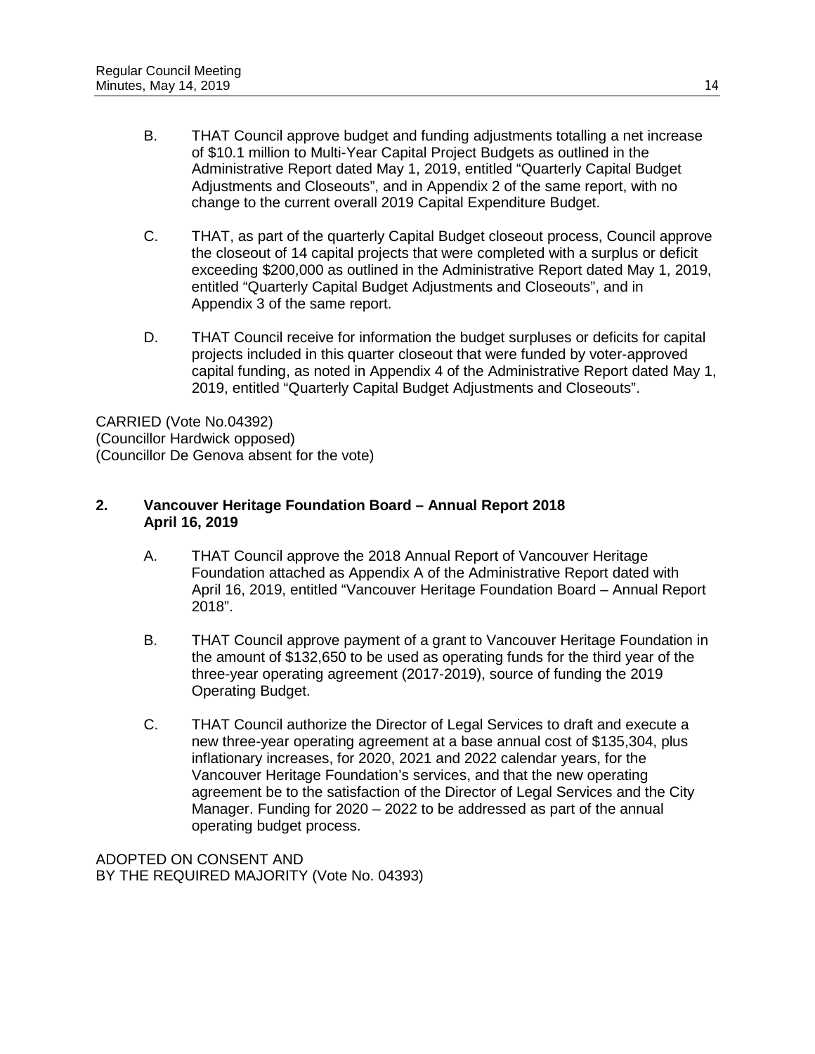B. THAT Council approve budget and funding adjustments totalling a net increase of $10.1 million to Multi-Year Capital Project Budgets as outlined in the Administrative Report dated May 1, 2019, entitled "Quarterly Capital Budget Adjustments and Closeouts", and in Appendix 2 of the same report, with no change to the current overall 2019 Capital Expenditure Budget.

C. THAT, as part of the quarterly Capital Budget closeout process, Council approve the closeout of 14 capital projects that were completed with a surplus or deficit exceeding $200,000 as outlined in the Administrative Report dated May 1, 2019, entitled "Quarterly Capital Budget Adjustments and Closeouts", and in Appendix 3 of the same report.

D. THAT Council receive for information the budget surpluses or deficits for capital projects included in this quarter closeout that were funded by voter-approved capital funding, as noted in Appendix 4 of the Administrative Report dated May 1, 2019, entitled "Quarterly Capital Budget Adjustments and Closeouts".

CARRIED (Vote No.04392)
(Councillor Hardwick opposed)
(Councillor De Genova absent for the vote)

**2. Vancouver Heritage Foundation Board – Annual Report 2018**
**April 16, 2019**

A. THAT Council approve the 2018 Annual Report of Vancouver Heritage Foundation attached as Appendix A of the Administrative Report dated with April 16, 2019, entitled "Vancouver Heritage Foundation Board – Annual Report 2018".

B. THAT Council approve payment of a grant to Vancouver Heritage Foundation in the amount of $132,650 to be used as operating funds for the third year of the three-year operating agreement (2017-2019), source of funding the 2019 Operating Budget.

C. THAT Council authorize the Director of Legal Services to draft and execute a new three-year operating agreement at a base annual cost of $135,304, plus inflationary increases, for 2020, 2021 and 2022 calendar years, for the Vancouver Heritage Foundation's services, and that the new operating agreement be to the satisfaction of the Director of Legal Services and the City Manager. Funding for 2020 – 2022 to be addressed as part of the annual operating budget process.

ADOPTED ON CONSENT AND
BY THE REQUIRED MAJORITY (Vote No. 04393)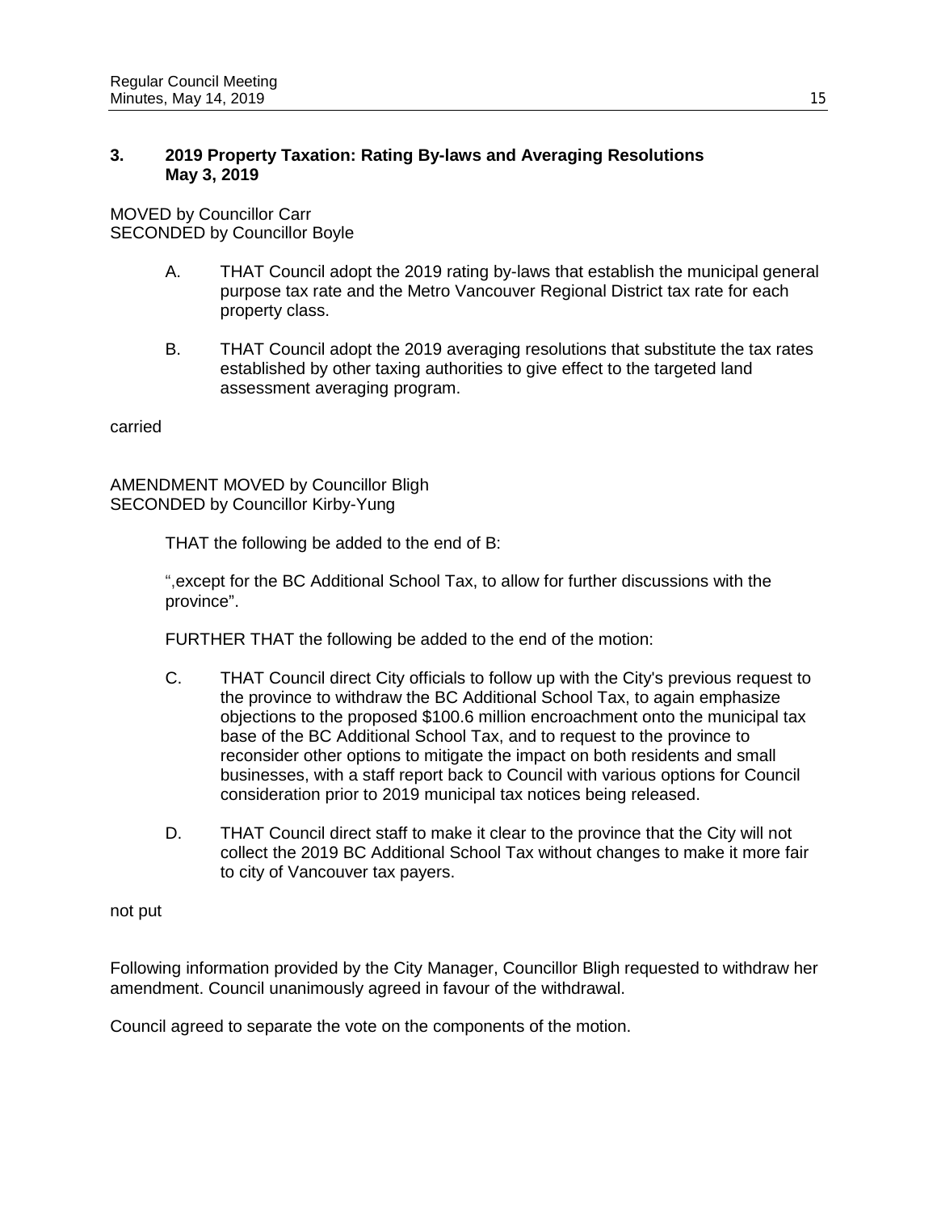### 3. 2019 Property Taxation: Rating By-laws and Averaging Resolutions May 3, 2019

MOVED by Councillor Carr
SECONDED by Councillor Boyle

A. THAT Council adopt the 2019 rating by-laws that establish the municipal general purpose tax rate and the Metro Vancouver Regional District tax rate for each property class.

B. THAT Council adopt the 2019 averaging resolutions that substitute the tax rates established by other taxing authorities to give effect to the targeted land assessment averaging program.

carried

AMENDMENT MOVED by Councillor Bligh
SECONDED by Councillor Kirby-Yung

THAT the following be added to the end of B:

",except for the BC Additional School Tax, to allow for further discussions with the province".

FURTHER THAT the following be added to the end of the motion:

C. THAT Council direct City officials to follow up with the City's previous request to the province to withdraw the BC Additional School Tax, to again emphasize objections to the proposed $100.6 million encroachment onto the municipal tax base of the BC Additional School Tax, and to request to the province to reconsider other options to mitigate the impact on both residents and small businesses, with a staff report back to Council with various options for Council consideration prior to 2019 municipal tax notices being released.

D. THAT Council direct staff to make it clear to the province that the City will not collect the 2019 BC Additional School Tax without changes to make it more fair to city of Vancouver tax payers.

not put

Following information provided by the City Manager, Councillor Bligh requested to withdraw her amendment. Council unanimously agreed in favour of the withdrawal.

Council agreed to separate the vote on the components of the motion.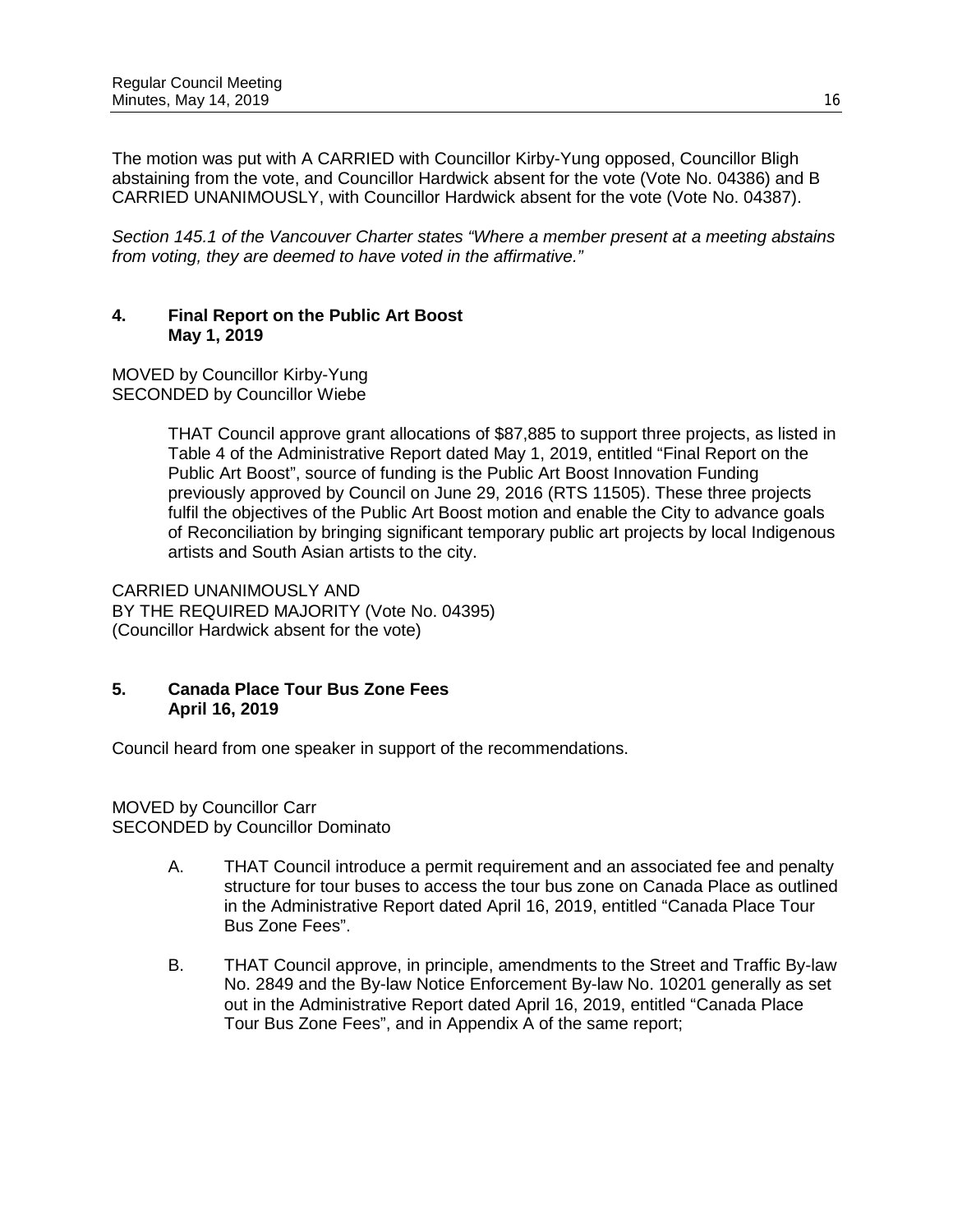The motion was put with A CARRIED with Councillor Kirby-Yung opposed, Councillor Bligh abstaining from the vote, and Councillor Hardwick absent for the vote (Vote No. 04386) and B CARRIED UNANIMOUSLY, with Councillor Hardwick absent for the vote (Vote No. 04387).

*Section 145.1 of the Vancouver Charter states "Where a member present at a meeting abstains from voting, they are deemed to have voted in the affirmative."*

### 4. Final Report on the Public Art Boost May 1, 2019

MOVED by Councillor Kirby-Yung
SECONDED by Councillor Wiebe

> THAT Council approve grant allocations of $87,885 to support three projects, as listed in Table 4 of the Administrative Report dated May 1, 2019, entitled "Final Report on the Public Art Boost", source of funding is the Public Art Boost Innovation Funding previously approved by Council on June 29, 2016 (RTS 11505). These three projects fulfil the objectives of the Public Art Boost motion and enable the City to advance goals of Reconciliation by bringing significant temporary public art projects by local Indigenous artists and South Asian artists to the city.

CARRIED UNANIMOUSLY AND
BY THE REQUIRED MAJORITY (Vote No. 04395)
(Councillor Hardwick absent for the vote)

### 5. Canada Place Tour Bus Zone Fees April 16, 2019

Council heard from one speaker in support of the recommendations.

MOVED by Councillor Carr
SECONDED by Councillor Dominato

A. THAT Council introduce a permit requirement and an associated fee and penalty structure for tour buses to access the tour bus zone on Canada Place as outlined in the Administrative Report dated April 16, 2019, entitled "Canada Place Tour Bus Zone Fees".

B. THAT Council approve, in principle, amendments to the Street and Traffic By-law No. 2849 and the By-law Notice Enforcement By-law No. 10201 generally as set out in the Administrative Report dated April 16, 2019, entitled "Canada Place Tour Bus Zone Fees", and in Appendix A of the same report;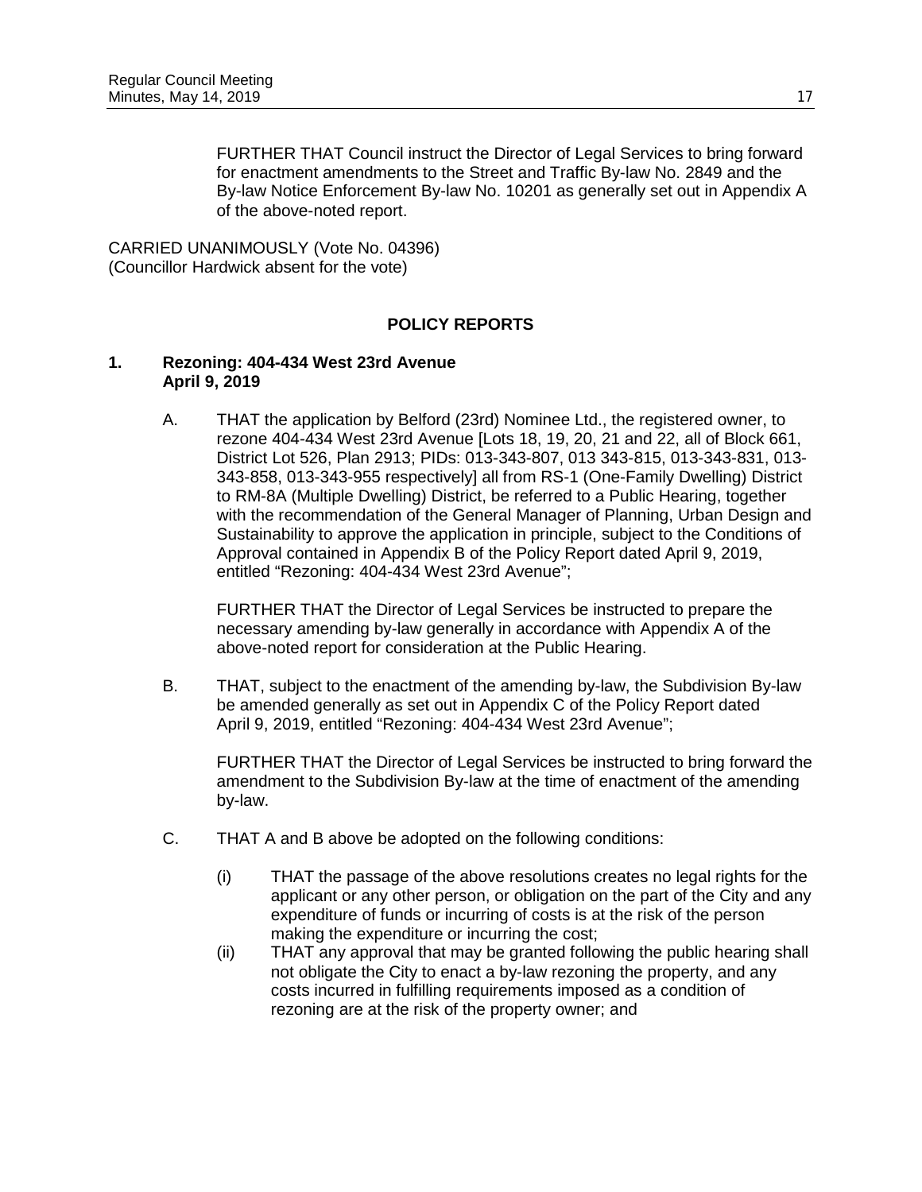FURTHER THAT Council instruct the Director of Legal Services to bring forward for enactment amendments to the Street and Traffic By-law No. 2849 and the By-law Notice Enforcement By-law No. 10201 as generally set out in Appendix A of the above-noted report.

CARRIED UNANIMOUSLY (Vote No. 04396)
(Councillor Hardwick absent for the vote)

## POLICY REPORTS

### 1. Rezoning: 404-434 West 23rd Avenue
### April 9, 2019

A. THAT the application by Belford (23rd) Nominee Ltd., the registered owner, to rezone 404-434 West 23rd Avenue [Lots 18, 19, 20, 21 and 22, all of Block 661, District Lot 526, Plan 2913; PIDs: 013-343-807, 013 343-815, 013-343-831, 013-343-858, 013-343-955 respectively] all from RS-1 (One-Family Dwelling) District to RM-8A (Multiple Dwelling) District, be referred to a Public Hearing, together with the recommendation of the General Manager of Planning, Urban Design and Sustainability to approve the application in principle, subject to the Conditions of Approval contained in Appendix B of the Policy Report dated April 9, 2019, entitled "Rezoning: 404-434 West 23rd Avenue";

FURTHER THAT the Director of Legal Services be instructed to prepare the necessary amending by-law generally in accordance with Appendix A of the above-noted report for consideration at the Public Hearing.

B. THAT, subject to the enactment of the amending by-law, the Subdivision By-law be amended generally as set out in Appendix C of the Policy Report dated April 9, 2019, entitled "Rezoning: 404-434 West 23rd Avenue";

FURTHER THAT the Director of Legal Services be instructed to bring forward the amendment to the Subdivision By-law at the time of enactment of the amending by-law.

C. THAT A and B above be adopted on the following conditions:

(i) THAT the passage of the above resolutions creates no legal rights for the applicant or any other person, or obligation on the part of the City and any expenditure of funds or incurring of costs is at the risk of the person making the expenditure or incurring the cost;

(ii) THAT any approval that may be granted following the public hearing shall not obligate the City to enact a by-law rezoning the property, and any costs incurred in fulfilling requirements imposed as a condition of rezoning are at the risk of the property owner; and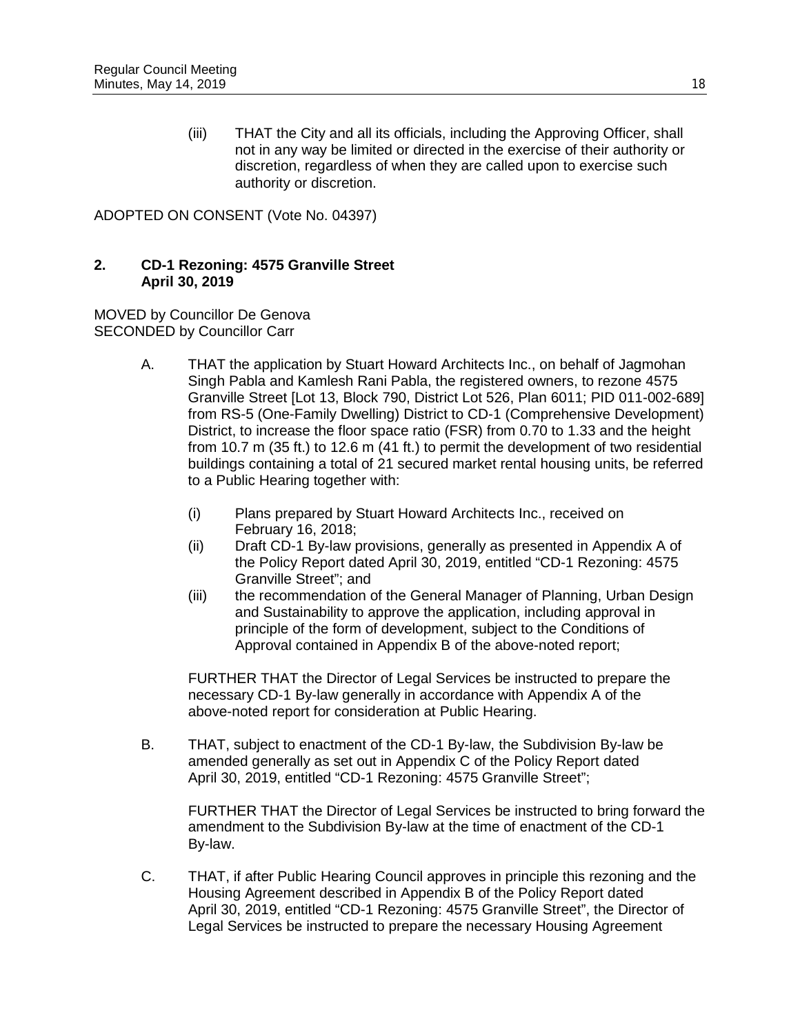(iii) THAT the City and all its officials, including the Approving Officer, shall not in any way be limited or directed in the exercise of their authority or discretion, regardless of when they are called upon to exercise such authority or discretion.

ADOPTED ON CONSENT (Vote No. 04397)

### 2. CD-1 Rezoning: 4575 Granville Street April 30, 2019

MOVED by Councillor De Genova
SECONDED by Councillor Carr

A. THAT the application by Stuart Howard Architects Inc., on behalf of Jagmohan Singh Pabla and Kamlesh Rani Pabla, the registered owners, to rezone 4575 Granville Street [Lot 13, Block 790, District Lot 526, Plan 6011; PID 011-002-689] from RS-5 (One-Family Dwelling) District to CD-1 (Comprehensive Development) District, to increase the floor space ratio (FSR) from 0.70 to 1.33 and the height from 10.7 m (35 ft.) to 12.6 m (41 ft.) to permit the development of two residential buildings containing a total of 21 secured market rental housing units, be referred to a Public Hearing together with:

   (i) Plans prepared by Stuart Howard Architects Inc., received on February 16, 2018;
   (ii) Draft CD-1 By-law provisions, generally as presented in Appendix A of the Policy Report dated April 30, 2019, entitled "CD-1 Rezoning: 4575 Granville Street"; and
   (iii) the recommendation of the General Manager of Planning, Urban Design and Sustainability to approve the application, including approval in principle of the form of development, subject to the Conditions of Approval contained in Appendix B of the above-noted report;

   FURTHER THAT the Director of Legal Services be instructed to prepare the necessary CD-1 By-law generally in accordance with Appendix A of the above-noted report for consideration at Public Hearing.

B. THAT, subject to enactment of the CD-1 By-law, the Subdivision By-law be amended generally as set out in Appendix C of the Policy Report dated April 30, 2019, entitled "CD-1 Rezoning: 4575 Granville Street";

   FURTHER THAT the Director of Legal Services be instructed to bring forward the amendment to the Subdivision By-law at the time of enactment of the CD-1 By-law.

C. THAT, if after Public Hearing Council approves in principle this rezoning and the Housing Agreement described in Appendix B of the Policy Report dated April 30, 2019, entitled "CD-1 Rezoning: 4575 Granville Street", the Director of Legal Services be instructed to prepare the necessary Housing Agreement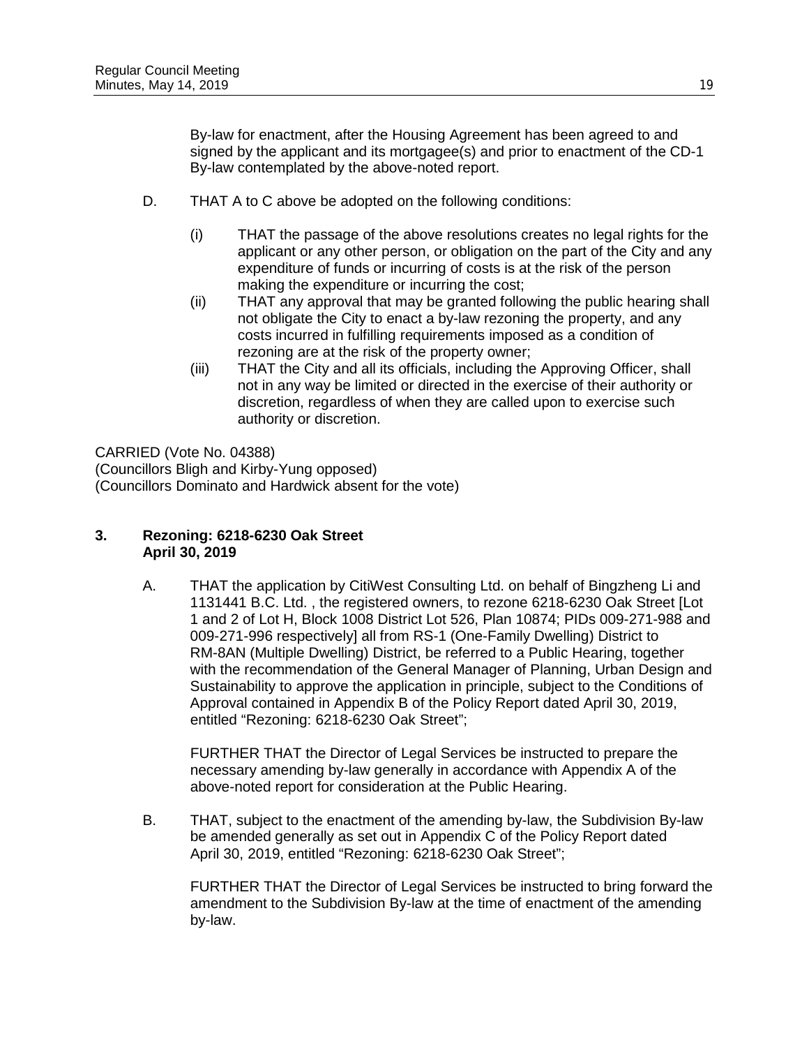By-law for enactment, after the Housing Agreement has been agreed to and signed by the applicant and its mortgagee(s) and prior to enactment of the CD-1 By-law contemplated by the above-noted report.

D. THAT A to C above be adopted on the following conditions:

(i) THAT the passage of the above resolutions creates no legal rights for the applicant or any other person, or obligation on the part of the City and any expenditure of funds or incurring of costs is at the risk of the person making the expenditure or incurring the cost;

(ii) THAT any approval that may be granted following the public hearing shall not obligate the City to enact a by-law rezoning the property, and any costs incurred in fulfilling requirements imposed as a condition of rezoning are at the risk of the property owner;

(iii) THAT the City and all its officials, including the Approving Officer, shall not in any way be limited or directed in the exercise of their authority or discretion, regardless of when they are called upon to exercise such authority or discretion.

CARRIED (Vote No. 04388)
(Councillors Bligh and Kirby-Yung opposed)
(Councillors Dominato and Hardwick absent for the vote)

**3. Rezoning: 6218-6230 Oak Street**
**April 30, 2019**

A. THAT the application by CitiWest Consulting Ltd. on behalf of Bingzheng Li and 1131441 B.C. Ltd. , the registered owners, to rezone 6218-6230 Oak Street [Lot 1 and 2 of Lot H, Block 1008 District Lot 526, Plan 10874; PIDs 009-271-988 and 009-271-996 respectively] all from RS-1 (One-Family Dwelling) District to RM-8AN (Multiple Dwelling) District, be referred to a Public Hearing, together with the recommendation of the General Manager of Planning, Urban Design and Sustainability to approve the application in principle, subject to the Conditions of Approval contained in Appendix B of the Policy Report dated April 30, 2019, entitled "Rezoning: 6218-6230 Oak Street";

FURTHER THAT the Director of Legal Services be instructed to prepare the necessary amending by-law generally in accordance with Appendix A of the above-noted report for consideration at the Public Hearing.

B. THAT, subject to the enactment of the amending by-law, the Subdivision By-law be amended generally as set out in Appendix C of the Policy Report dated April 30, 2019, entitled "Rezoning: 6218-6230 Oak Street";

FURTHER THAT the Director of Legal Services be instructed to bring forward the amendment to the Subdivision By-law at the time of enactment of the amending by-law.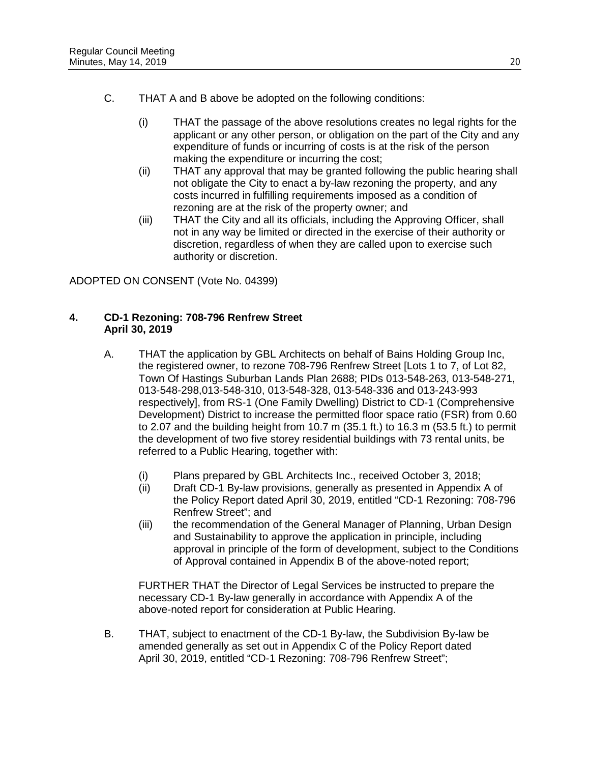C. THAT A and B above be adopted on the following conditions:

   (i) THAT the passage of the above resolutions creates no legal rights for the applicant or any other person, or obligation on the part of the City and any expenditure of funds or incurring of costs is at the risk of the person making the expenditure or incurring the cost;

   (ii) THAT any approval that may be granted following the public hearing shall not obligate the City to enact a by-law rezoning the property, and any costs incurred in fulfilling requirements imposed as a condition of rezoning are at the risk of the property owner; and

   (iii) THAT the City and all its officials, including the Approving Officer, shall not in any way be limited or directed in the exercise of their authority or discretion, regardless of when they are called upon to exercise such authority or discretion.

ADOPTED ON CONSENT (Vote No. 04399)

**4. CD-1 Rezoning: 708-796 Renfrew Street April 30, 2019**

A. THAT the application by GBL Architects on behalf of Bains Holding Group Inc, the registered owner, to rezone 708-796 Renfrew Street [Lots 1 to 7, of Lot 82, Town Of Hastings Suburban Lands Plan 2688; PIDs 013-548-263, 013-548-271, 013-548-298,013-548-310, 013-548-328, 013-548-336 and 013-243-993 respectively], from RS-1 (One Family Dwelling) District to CD-1 (Comprehensive Development) District to increase the permitted floor space ratio (FSR) from 0.60 to 2.07 and the building height from 10.7 m (35.1 ft.) to 16.3 m (53.5 ft.) to permit the development of two five storey residential buildings with 73 rental units, be referred to a Public Hearing, together with:

   (i) Plans prepared by GBL Architects Inc., received October 3, 2018;

   (ii) Draft CD-1 By-law provisions, generally as presented in Appendix A of the Policy Report dated April 30, 2019, entitled "CD-1 Rezoning: 708-796 Renfrew Street"; and

   (iii) the recommendation of the General Manager of Planning, Urban Design and Sustainability to approve the application in principle, including approval in principle of the form of development, subject to the Conditions of Approval contained in Appendix B of the above-noted report;

   FURTHER THAT the Director of Legal Services be instructed to prepare the necessary CD-1 By-law generally in accordance with Appendix A of the above-noted report for consideration at Public Hearing.

B. THAT, subject to enactment of the CD-1 By-law, the Subdivision By-law be amended generally as set out in Appendix C of the Policy Report dated April 30, 2019, entitled "CD-1 Rezoning: 708-796 Renfrew Street";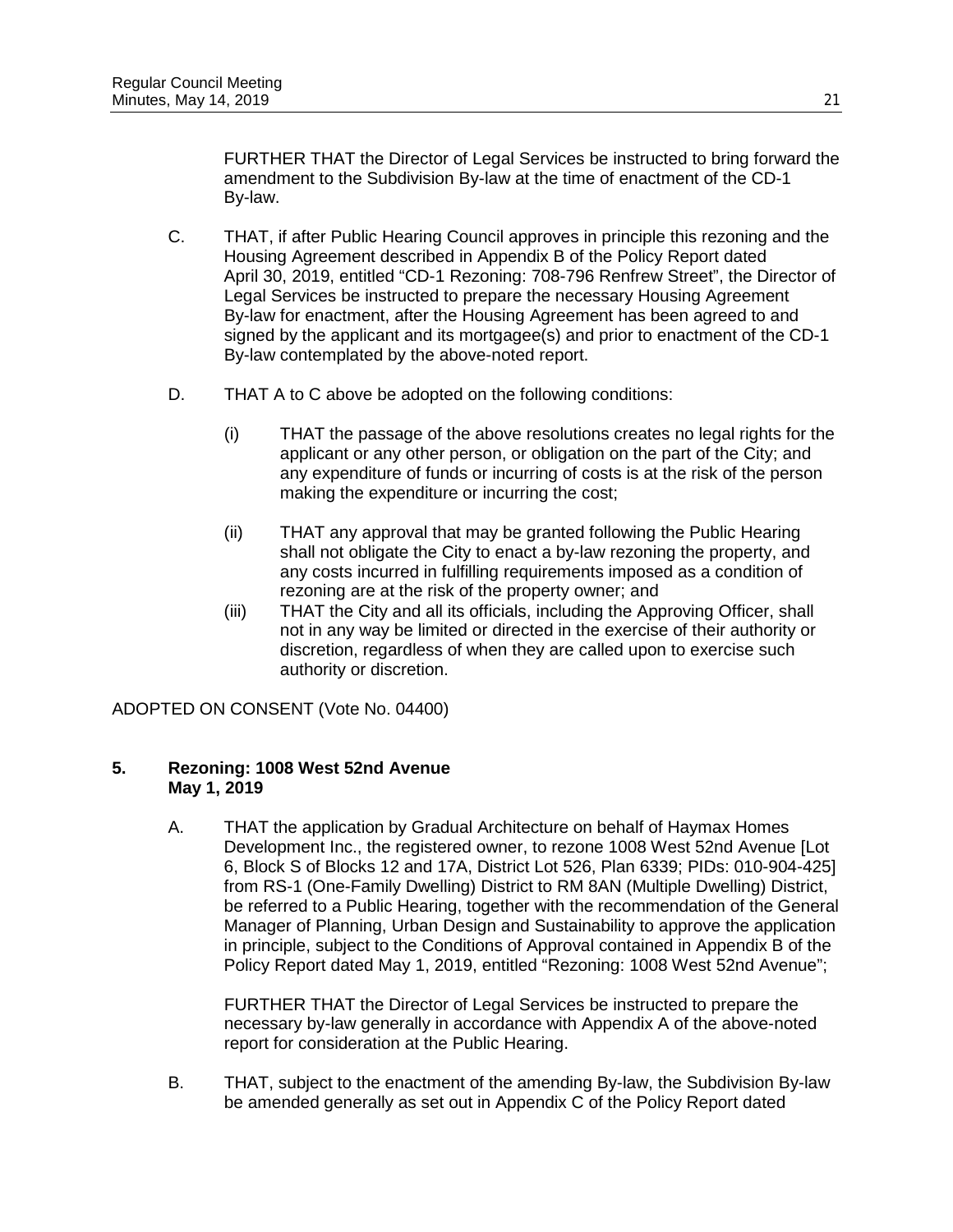FURTHER THAT the Director of Legal Services be instructed to bring forward the amendment to the Subdivision By-law at the time of enactment of the CD-1 By-law.

C. THAT, if after Public Hearing Council approves in principle this rezoning and the Housing Agreement described in Appendix B of the Policy Report dated April 30, 2019, entitled "CD-1 Rezoning: 708-796 Renfrew Street", the Director of Legal Services be instructed to prepare the necessary Housing Agreement By-law for enactment, after the Housing Agreement has been agreed to and signed by the applicant and its mortgagee(s) and prior to enactment of the CD-1 By-law contemplated by the above-noted report.

D. THAT A to C above be adopted on the following conditions:

   (i) THAT the passage of the above resolutions creates no legal rights for the applicant or any other person, or obligation on the part of the City; and any expenditure of funds or incurring of costs is at the risk of the person making the expenditure or incurring the cost;

   (ii) THAT any approval that may be granted following the Public Hearing shall not obligate the City to enact a by-law rezoning the property, and any costs incurred in fulfilling requirements imposed as a condition of rezoning are at the risk of the property owner; and

   (iii) THAT the City and all its officials, including the Approving Officer, shall not in any way be limited or directed in the exercise of their authority or discretion, regardless of when they are called upon to exercise such authority or discretion.

ADOPTED ON CONSENT (Vote No. 04400)

**5. Rezoning: 1008 West 52nd Avenue**
**May 1, 2019**

A. THAT the application by Gradual Architecture on behalf of Haymax Homes Development Inc., the registered owner, to rezone 1008 West 52nd Avenue [Lot 6, Block S of Blocks 12 and 17A, District Lot 526, Plan 6339; PIDs: 010-904-425] from RS-1 (One-Family Dwelling) District to RM 8AN (Multiple Dwelling) District, be referred to a Public Hearing, together with the recommendation of the General Manager of Planning, Urban Design and Sustainability to approve the application in principle, subject to the Conditions of Approval contained in Appendix B of the Policy Report dated May 1, 2019, entitled "Rezoning: 1008 West 52nd Avenue";

FURTHER THAT the Director of Legal Services be instructed to prepare the necessary by-law generally in accordance with Appendix A of the above-noted report for consideration at the Public Hearing.

B. THAT, subject to the enactment of the amending By-law, the Subdivision By-law be amended generally as set out in Appendix C of the Policy Report dated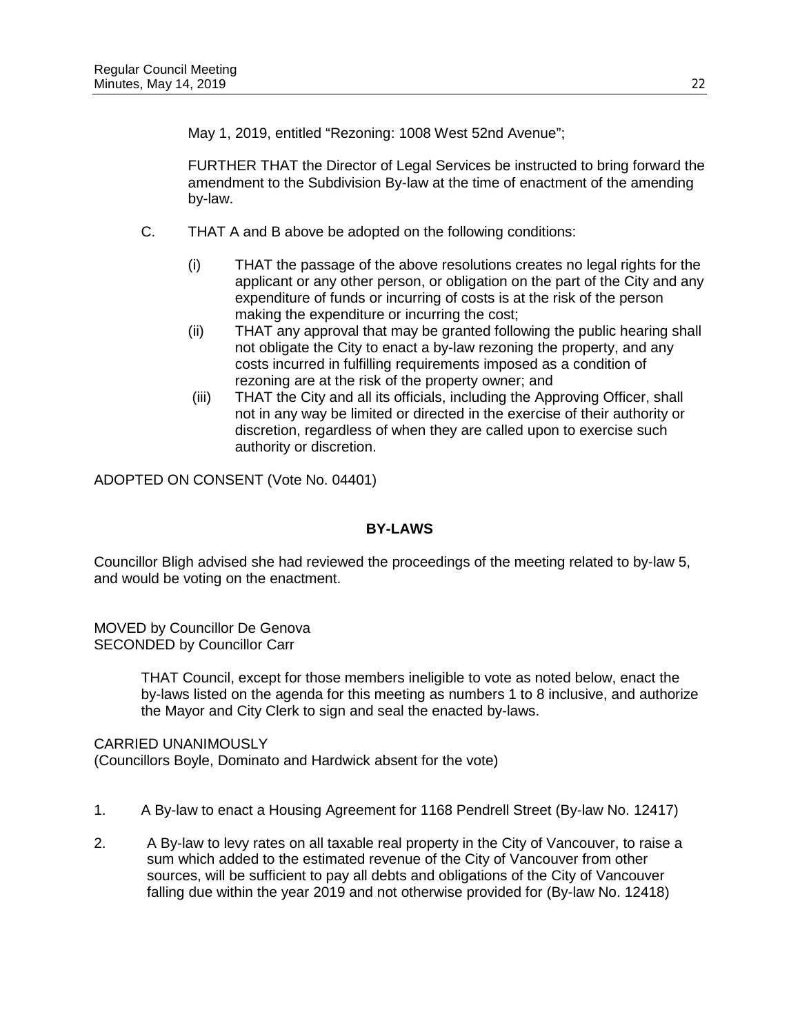May 1, 2019, entitled "Rezoning: 1008 West 52nd Avenue";

FURTHER THAT the Director of Legal Services be instructed to bring forward the amendment to the Subdivision By-law at the time of enactment of the amending by-law.

C. THAT A and B above be adopted on the following conditions:

(i) THAT the passage of the above resolutions creates no legal rights for the applicant or any other person, or obligation on the part of the City and any expenditure of funds or incurring of costs is at the risk of the person making the expenditure or incurring the cost;

(ii) THAT any approval that may be granted following the public hearing shall not obligate the City to enact a by-law rezoning the property, and any costs incurred in fulfilling requirements imposed as a condition of rezoning are at the risk of the property owner; and

(iii) THAT the City and all its officials, including the Approving Officer, shall not in any way be limited or directed in the exercise of their authority or discretion, regardless of when they are called upon to exercise such authority or discretion.

ADOPTED ON CONSENT (Vote No. 04401)

## BY-LAWS

Councillor Bligh advised she had reviewed the proceedings of the meeting related to by-law 5, and would be voting on the enactment.

MOVED by Councillor De Genova
SECONDED by Councillor Carr

THAT Council, except for those members ineligible to vote as noted below, enact the by-laws listed on the agenda for this meeting as numbers 1 to 8 inclusive, and authorize the Mayor and City Clerk to sign and seal the enacted by-laws.

CARRIED UNANIMOUSLY
(Councillors Boyle, Dominato and Hardwick absent for the vote)

1. A By-law to enact a Housing Agreement for 1168 Pendrell Street (By-law No. 12417)

2. A By-law to levy rates on all taxable real property in the City of Vancouver, to raise a sum which added to the estimated revenue of the City of Vancouver from other sources, will be sufficient to pay all debts and obligations of the City of Vancouver falling due within the year 2019 and not otherwise provided for (By-law No. 12418)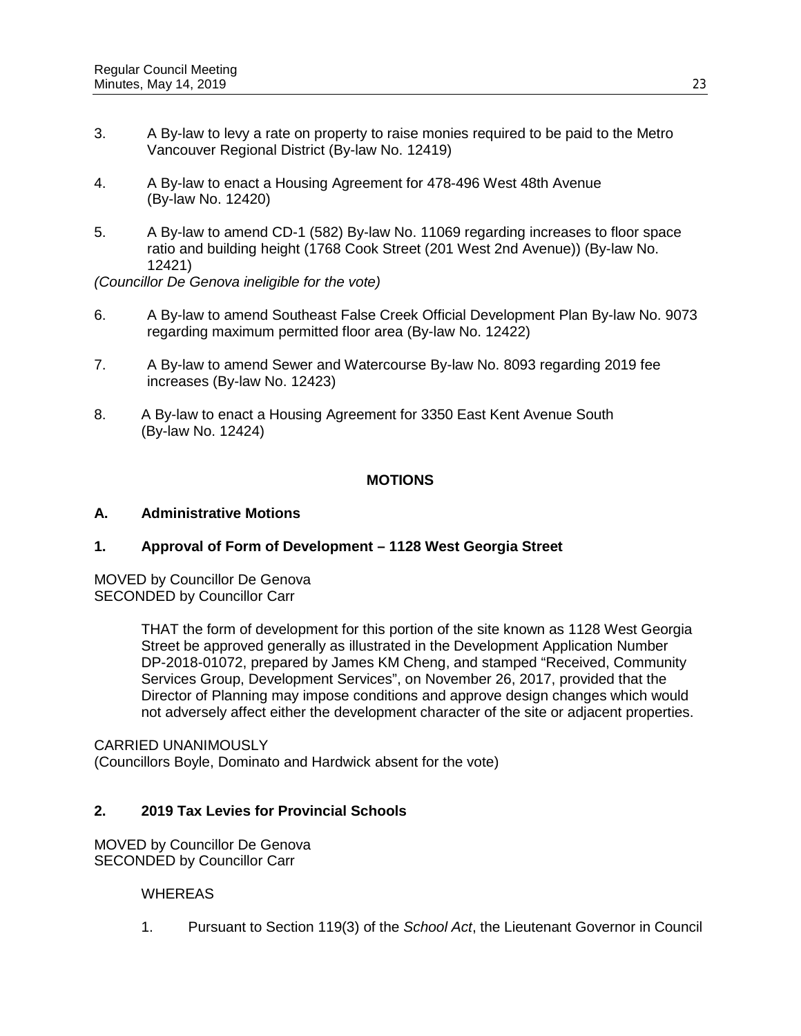3. A By-law to levy a rate on property to raise monies required to be paid to the Metro Vancouver Regional District (By-law No. 12419)

4. A By-law to enact a Housing Agreement for 478-496 West 48th Avenue (By-law No. 12420)

5. A By-law to amend CD-1 (582) By-law No. 11069 regarding increases to floor space ratio and building height (1768 Cook Street (201 West 2nd Avenue)) (By-law No. 12421)

*(Councillor De Genova ineligible for the vote)*

6. A By-law to amend Southeast False Creek Official Development Plan By-law No. 9073 regarding maximum permitted floor area (By-law No. 12422)

7. A By-law to amend Sewer and Watercourse By-law No. 8093 regarding 2019 fee increases (By-law No. 12423)

8. A By-law to enact a Housing Agreement for 3350 East Kent Avenue South (By-law No. 12424)

## MOTIONS

### A. Administrative Motions

### 1. Approval of Form of Development – 1128 West Georgia Street

MOVED by Councillor De Genova
SECONDED by Councillor Carr

> THAT the form of development for this portion of the site known as 1128 West Georgia Street be approved generally as illustrated in the Development Application Number DP-2018-01072, prepared by James KM Cheng, and stamped "Received, Community Services Group, Development Services", on November 26, 2017, provided that the Director of Planning may impose conditions and approve design changes which would not adversely affect either the development character of the site or adjacent properties.

CARRIED UNANIMOUSLY
(Councillors Boyle, Dominato and Hardwick absent for the vote)

### 2. 2019 Tax Levies for Provincial Schools

MOVED by Councillor De Genova
SECONDED by Councillor Carr

> WHEREAS
>
> 1. Pursuant to Section 119(3) of the *School Act*, the Lieutenant Governor in Council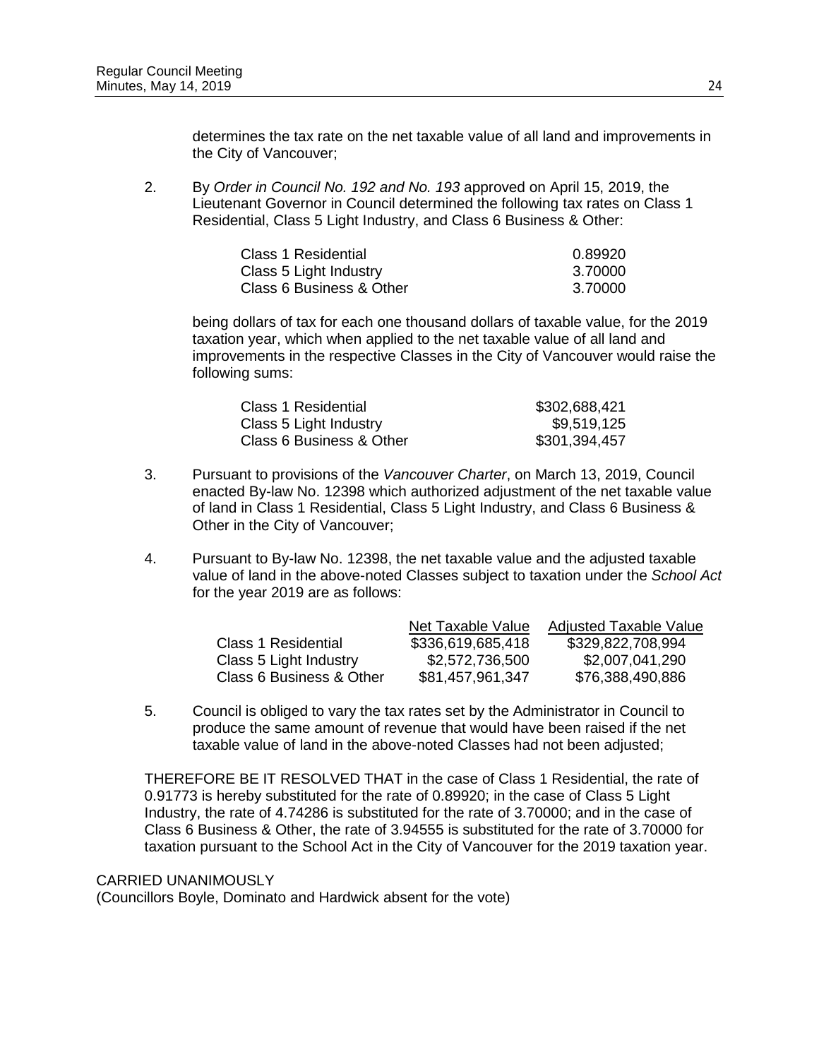determines the tax rate on the net taxable value of all land and improvements in the City of Vancouver;

2. By *Order in Council No. 192 and No. 193* approved on April 15, 2019, the Lieutenant Governor in Council determined the following tax rates on Class 1 Residential, Class 5 Light Industry, and Class 6 Business & Other:

| | |
|---|---|
| Class 1 Residential | 0.89920 |
| Class 5 Light Industry | 3.70000 |
| Class 6 Business & Other | 3.70000 |

being dollars of tax for each one thousand dollars of taxable value, for the 2019 taxation year, which when applied to the net taxable value of all land and improvements in the respective Classes in the City of Vancouver would raise the following sums:

| | |
|---|---|
| Class 1 Residential | $302,688,421 |
| Class 5 Light Industry | $9,519,125 |
| Class 6 Business & Other | $301,394,457 |

3. Pursuant to provisions of the *Vancouver Charter*, on March 13, 2019, Council enacted By-law No. 12398 which authorized adjustment of the net taxable value of land in Class 1 Residential, Class 5 Light Industry, and Class 6 Business & Other in the City of Vancouver;

4. Pursuant to By-law No. 12398, the net taxable value and the adjusted taxable value of land in the above-noted Classes subject to taxation under the *School Act* for the year 2019 are as follows:

| | Net Taxable Value | Adjusted Taxable Value |
|---|---|---|
| Class 1 Residential | $336,619,685,418 | $329,822,708,994 |
| Class 5 Light Industry | $2,572,736,500 | $2,007,041,290 |
| Class 6 Business & Other | $81,457,961,347 | $76,388,490,886 |

5. Council is obliged to vary the tax rates set by the Administrator in Council to produce the same amount of revenue that would have been raised if the net taxable value of land in the above-noted Classes had not been adjusted;

THEREFORE BE IT RESOLVED THAT in the case of Class 1 Residential, the rate of 0.91773 is hereby substituted for the rate of 0.89920; in the case of Class 5 Light Industry, the rate of 4.74286 is substituted for the rate of 3.70000; and in the case of Class 6 Business & Other, the rate of 3.94555 is substituted for the rate of 3.70000 for taxation pursuant to the School Act in the City of Vancouver for the 2019 taxation year.

CARRIED UNANIMOUSLY
(Councillors Boyle, Dominato and Hardwick absent for the vote)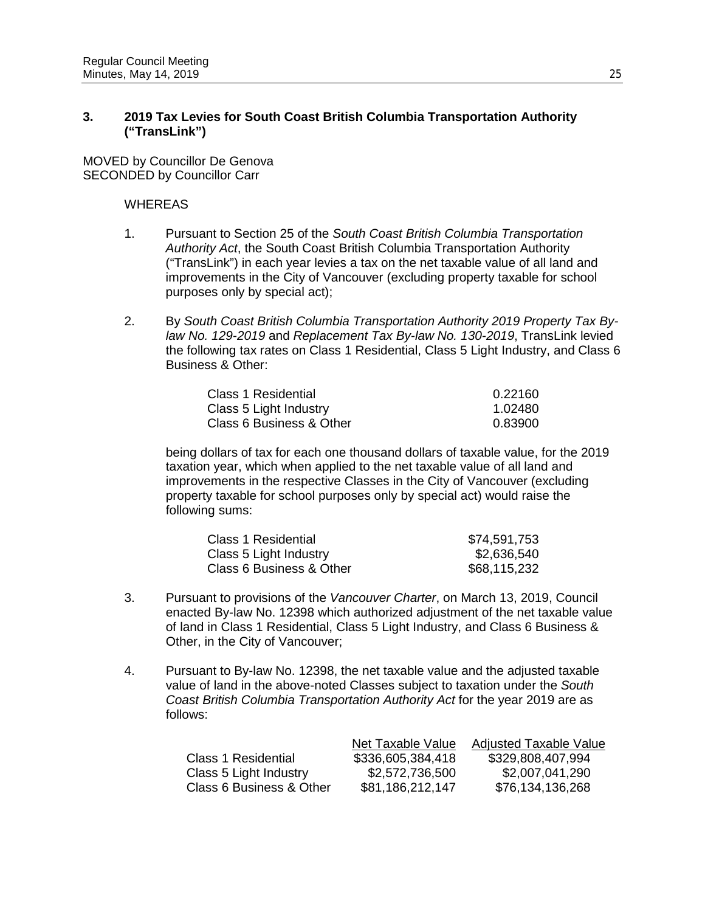### 3. 2019 Tax Levies for South Coast British Columbia Transportation Authority ("TransLink")

MOVED by Councillor De Genova
SECONDED by Councillor Carr

WHEREAS

1. Pursuant to Section 25 of the *South Coast British Columbia Transportation Authority Act*, the South Coast British Columbia Transportation Authority ("TransLink") in each year levies a tax on the net taxable value of all land and improvements in the City of Vancouver (excluding property taxable for school purposes only by special act);

2. By *South Coast British Columbia Transportation Authority 2019 Property Tax By-law No. 129-2019* and *Replacement Tax By-law No. 130-2019*, TransLink levied the following tax rates on Class 1 Residential, Class 5 Light Industry, and Class 6 Business & Other:

| | |
|---|---|
| Class 1 Residential | 0.22160 |
| Class 5 Light Industry | 1.02480 |
| Class 6 Business & Other | 0.83900 |

being dollars of tax for each one thousand dollars of taxable value, for the 2019 taxation year, which when applied to the net taxable value of all land and improvements in the respective Classes in the City of Vancouver (excluding property taxable for school purposes only by special act) would raise the following sums:

| | |
|---|---|
| Class 1 Residential | $74,591,753 |
| Class 5 Light Industry | $2,636,540 |
| Class 6 Business & Other | $68,115,232 |

3. Pursuant to provisions of the *Vancouver Charter*, on March 13, 2019, Council enacted By-law No. 12398 which authorized adjustment of the net taxable value of land in Class 1 Residential, Class 5 Light Industry, and Class 6 Business & Other, in the City of Vancouver;

4. Pursuant to By-law No. 12398, the net taxable value and the adjusted taxable value of land in the above-noted Classes subject to taxation under the *South Coast British Columbia Transportation Authority Act* for the year 2019 are as follows:

| | Net Taxable Value | Adjusted Taxable Value |
|---|---|---|
| Class 1 Residential | $336,605,384,418 | $329,808,407,994 |
| Class 5 Light Industry | $2,572,736,500 | $2,007,041,290 |
| Class 6 Business & Other | $81,186,212,147 | $76,134,136,268 |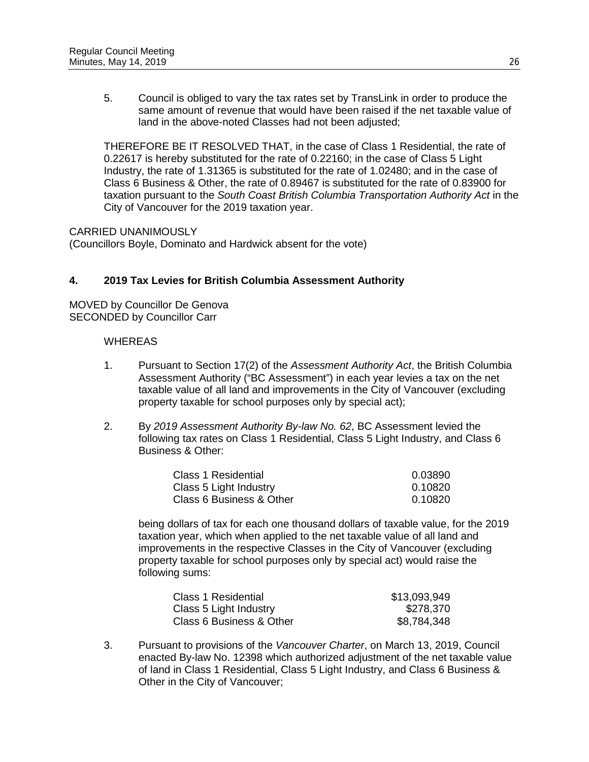5. Council is obliged to vary the tax rates set by TransLink in order to produce the same amount of revenue that would have been raised if the net taxable value of land in the above-noted Classes had not been adjusted;

THEREFORE BE IT RESOLVED THAT, in the case of Class 1 Residential, the rate of 0.22617 is hereby substituted for the rate of 0.22160; in the case of Class 5 Light Industry, the rate of 1.31365 is substituted for the rate of 1.02480; and in the case of Class 6 Business & Other, the rate of 0.89467 is substituted for the rate of 0.83900 for taxation pursuant to the *South Coast British Columbia Transportation Authority Act* in the City of Vancouver for the 2019 taxation year.

CARRIED UNANIMOUSLY
(Councillors Boyle, Dominato and Hardwick absent for the vote)

## 4. 2019 Tax Levies for British Columbia Assessment Authority

MOVED by Councillor De Genova
SECONDED by Councillor Carr

WHEREAS

1. Pursuant to Section 17(2) of the *Assessment Authority Act*, the British Columbia Assessment Authority ("BC Assessment") in each year levies a tax on the net taxable value of all land and improvements in the City of Vancouver (excluding property taxable for school purposes only by special act);

2. By *2019 Assessment Authority By-law No. 62*, BC Assessment levied the following tax rates on Class 1 Residential, Class 5 Light Industry, and Class 6 Business & Other:

| | |
|---|---|
| Class 1 Residential | 0.03890 |
| Class 5 Light Industry | 0.10820 |
| Class 6 Business & Other | 0.10820 |

being dollars of tax for each one thousand dollars of taxable value, for the 2019 taxation year, which when applied to the net taxable value of all land and improvements in the respective Classes in the City of Vancouver (excluding property taxable for school purposes only by special act) would raise the following sums:

| | |
|---|---|
| Class 1 Residential | $13,093,949 |
| Class 5 Light Industry | $278,370 |
| Class 6 Business & Other | $8,784,348 |

3. Pursuant to provisions of the *Vancouver Charter*, on March 13, 2019, Council enacted By-law No. 12398 which authorized adjustment of the net taxable value of land in Class 1 Residential, Class 5 Light Industry, and Class 6 Business & Other in the City of Vancouver;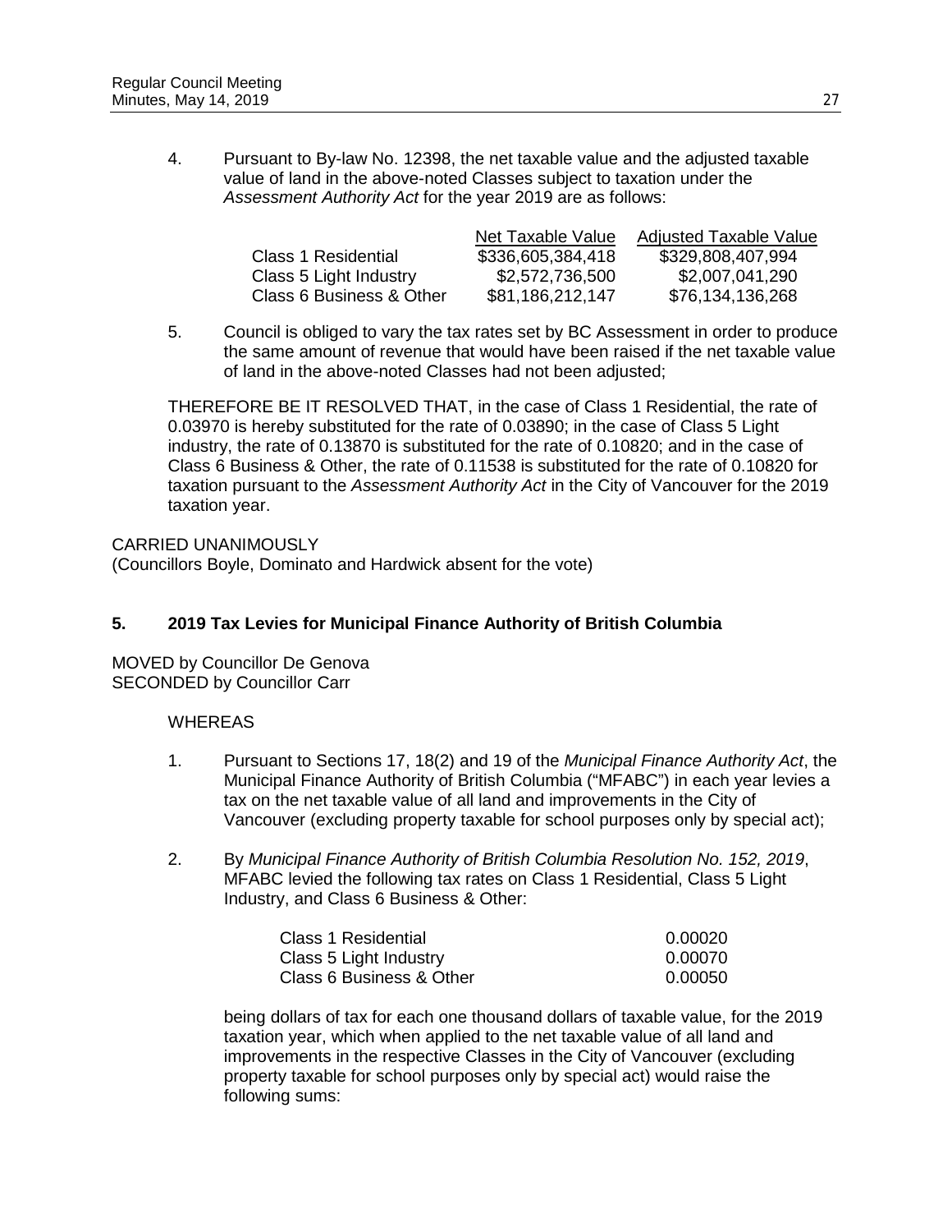4. Pursuant to By-law No. 12398, the net taxable value and the adjusted taxable value of land in the above-noted Classes subject to taxation under the *Assessment Authority Act* for the year 2019 are as follows:

| | Net Taxable Value | Adjusted Taxable Value |
|---|---|---|
| Class 1 Residential | $336,605,384,418 | $329,808,407,994 |
| Class 5 Light Industry | $2,572,736,500 | $2,007,041,290 |
| Class 6 Business & Other | $81,186,212,147 | $76,134,136,268 |

5. Council is obliged to vary the tax rates set by BC Assessment in order to produce the same amount of revenue that would have been raised if the net taxable value of land in the above-noted Classes had not been adjusted;

THEREFORE BE IT RESOLVED THAT, in the case of Class 1 Residential, the rate of 0.03970 is hereby substituted for the rate of 0.03890; in the case of Class 5 Light industry, the rate of 0.13870 is substituted for the rate of 0.10820; and in the case of Class 6 Business & Other, the rate of 0.11538 is substituted for the rate of 0.10820 for taxation pursuant to the *Assessment Authority Act* in the City of Vancouver for the 2019 taxation year.

CARRIED UNANIMOUSLY
(Councillors Boyle, Dominato and Hardwick absent for the vote)

### 5. 2019 Tax Levies for Municipal Finance Authority of British Columbia

MOVED by Councillor De Genova
SECONDED by Councillor Carr

WHEREAS

1. Pursuant to Sections 17, 18(2) and 19 of the *Municipal Finance Authority Act*, the Municipal Finance Authority of British Columbia ("MFABC") in each year levies a tax on the net taxable value of all land and improvements in the City of Vancouver (excluding property taxable for school purposes only by special act);

2. By *Municipal Finance Authority of British Columbia Resolution No. 152, 2019*, MFABC levied the following tax rates on Class 1 Residential, Class 5 Light Industry, and Class 6 Business & Other:

| | |
|---|---|
| Class 1 Residential | 0.00020 |
| Class 5 Light Industry | 0.00070 |
| Class 6 Business & Other | 0.00050 |

being dollars of tax for each one thousand dollars of taxable value, for the 2019 taxation year, which when applied to the net taxable value of all land and improvements in the respective Classes in the City of Vancouver (excluding property taxable for school purposes only by special act) would raise the following sums: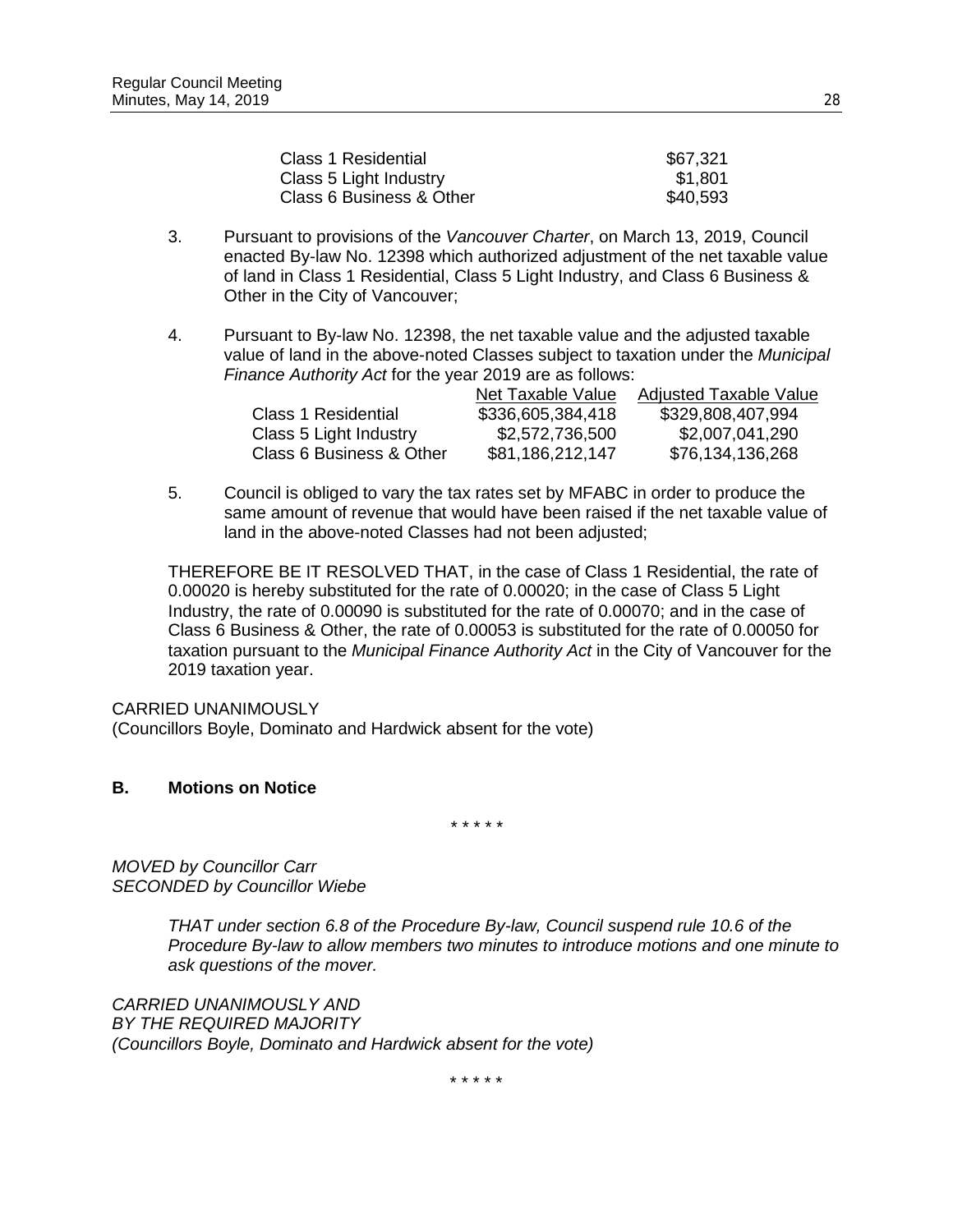| | |
|---|---|
| Class 1 Residential | \$67,321 |
| Class 5 Light Industry | \$1,801 |
| Class 6 Business & Other | \$40,593 |

3. Pursuant to provisions of the *Vancouver Charter*, on March 13, 2019, Council enacted By-law No. 12398 which authorized adjustment of the net taxable value of land in Class 1 Residential, Class 5 Light Industry, and Class 6 Business & Other in the City of Vancouver;

4. Pursuant to By-law No. 12398, the net taxable value and the adjusted taxable value of land in the above-noted Classes subject to taxation under the *Municipal Finance Authority Act* for the year 2019 are as follows:

| | Net Taxable Value | Adjusted Taxable Value |
|---|---|---|
| Class 1 Residential | \$336,605,384,418 | \$329,808,407,994 |
| Class 5 Light Industry | \$2,572,736,500 | \$2,007,041,290 |
| Class 6 Business & Other | \$81,186,212,147 | \$76,134,136,268 |

5. Council is obliged to vary the tax rates set by MFABC in order to produce the same amount of revenue that would have been raised if the net taxable value of land in the above-noted Classes had not been adjusted;

THEREFORE BE IT RESOLVED THAT, in the case of Class 1 Residential, the rate of 0.00020 is hereby substituted for the rate of 0.00020; in the case of Class 5 Light Industry, the rate of 0.00090 is substituted for the rate of 0.00070; and in the case of Class 6 Business & Other, the rate of 0.00053 is substituted for the rate of 0.00050 for taxation pursuant to the *Municipal Finance Authority Act* in the City of Vancouver for the 2019 taxation year.

CARRIED UNANIMOUSLY
(Councillors Boyle, Dominato and Hardwick absent for the vote)

## B. Motions on Notice

\* \* \* \* \*

*MOVED by Councillor Carr*
*SECONDED by Councillor Wiebe*

> *THAT under section 6.8 of the Procedure By-law, Council suspend rule 10.6 of the Procedure By-law to allow members two minutes to introduce motions and one minute to ask questions of the mover.*

*CARRIED UNANIMOUSLY AND*
*BY THE REQUIRED MAJORITY*
*(Councillors Boyle, Dominato and Hardwick absent for the vote)*

\* \* \* \* \*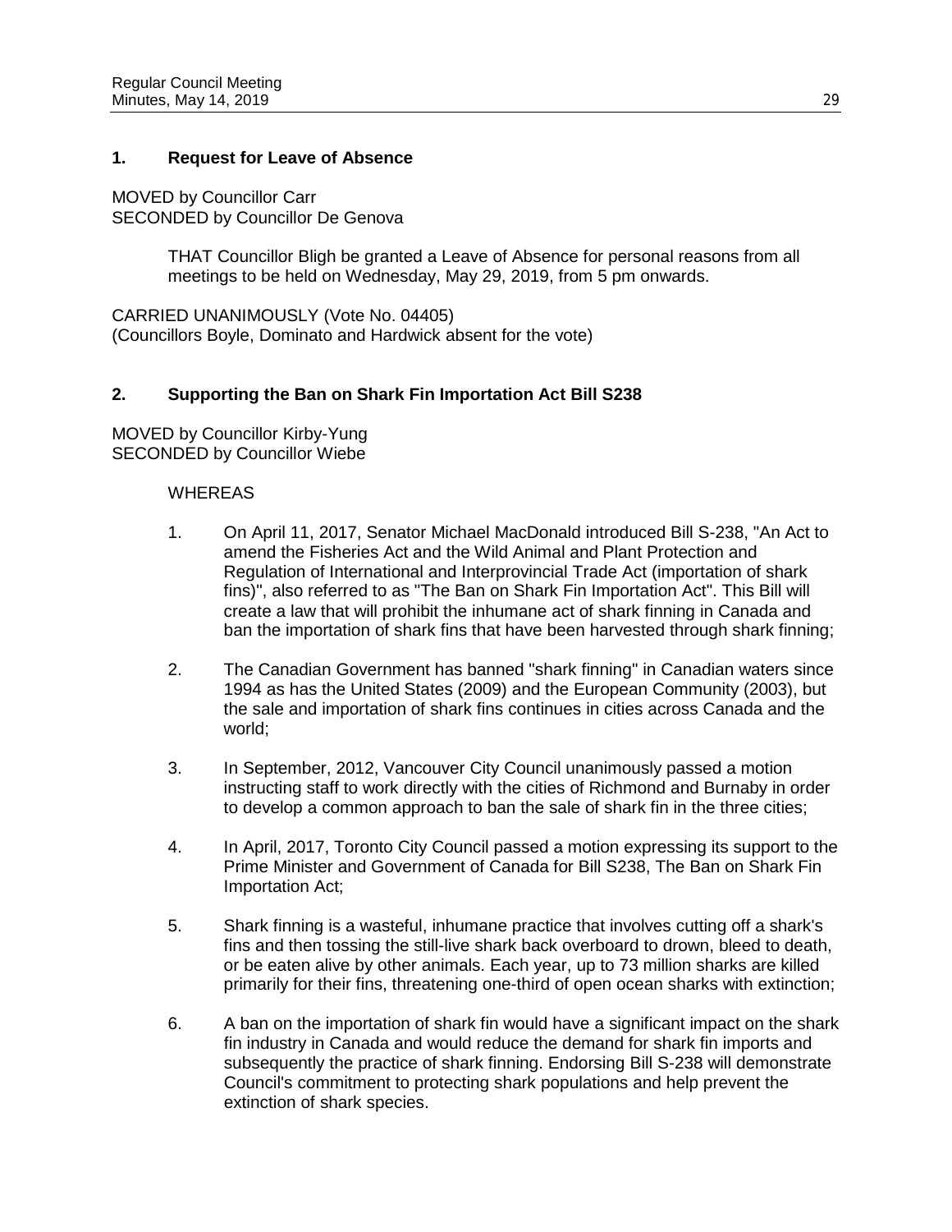## 1. Request for Leave of Absence

MOVED by Councillor Carr
SECONDED by Councillor De Genova

> THAT Councillor Bligh be granted a Leave of Absence for personal reasons from all meetings to be held on Wednesday, May 29, 2019, from 5 pm onwards.

CARRIED UNANIMOUSLY (Vote No. 04405)
(Councillors Boyle, Dominato and Hardwick absent for the vote)

## 2. Supporting the Ban on Shark Fin Importation Act Bill S238

MOVED by Councillor Kirby-Yung
SECONDED by Councillor Wiebe

WHEREAS

1. On April 11, 2017, Senator Michael MacDonald introduced Bill S-238, "An Act to amend the Fisheries Act and the Wild Animal and Plant Protection and Regulation of International and Interprovincial Trade Act (importation of shark fins)", also referred to as "The Ban on Shark Fin Importation Act". This Bill will create a law that will prohibit the inhumane act of shark finning in Canada and ban the importation of shark fins that have been harvested through shark finning;

2. The Canadian Government has banned "shark finning" in Canadian waters since 1994 as has the United States (2009) and the European Community (2003), but the sale and importation of shark fins continues in cities across Canada and the world;

3. In September, 2012, Vancouver City Council unanimously passed a motion instructing staff to work directly with the cities of Richmond and Burnaby in order to develop a common approach to ban the sale of shark fin in the three cities;

4. In April, 2017, Toronto City Council passed a motion expressing its support to the Prime Minister and Government of Canada for Bill S238, The Ban on Shark Fin Importation Act;

5. Shark finning is a wasteful, inhumane practice that involves cutting off a shark's fins and then tossing the still-live shark back overboard to drown, bleed to death, or be eaten alive by other animals. Each year, up to 73 million sharks are killed primarily for their fins, threatening one-third of open ocean sharks with extinction;

6. A ban on the importation of shark fin would have a significant impact on the shark fin industry in Canada and would reduce the demand for shark fin imports and subsequently the practice of shark finning. Endorsing Bill S-238 will demonstrate Council's commitment to protecting shark populations and help prevent the extinction of shark species.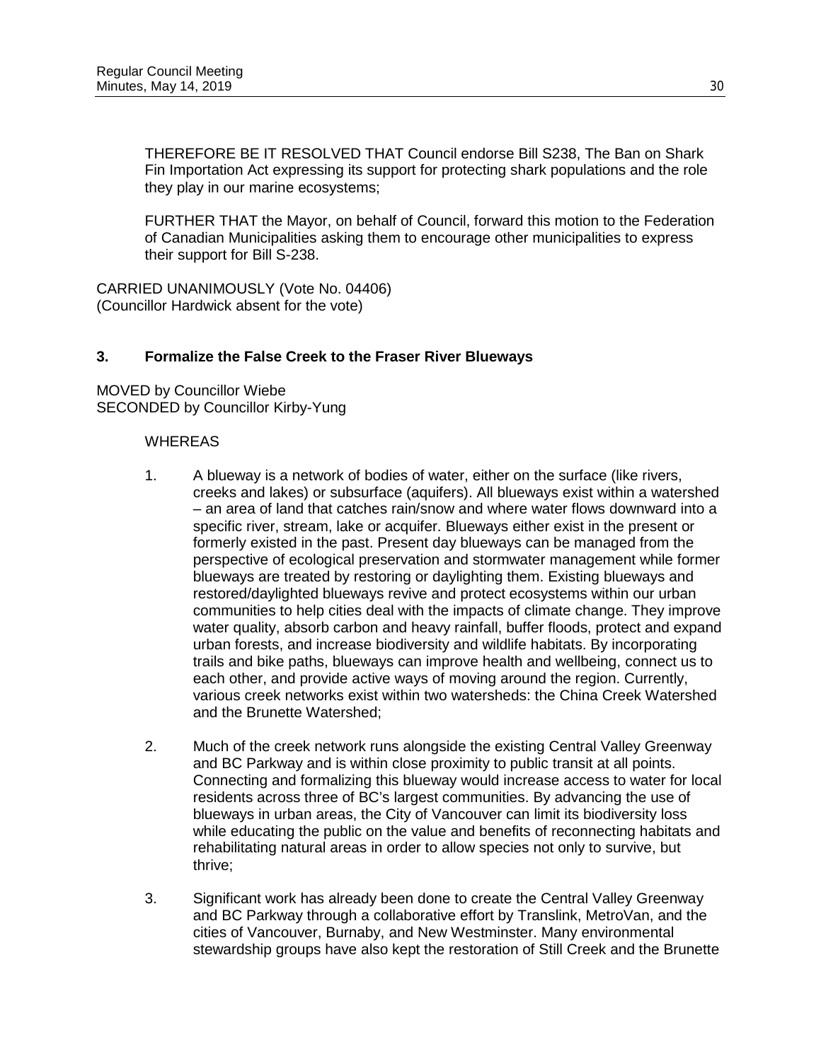THEREFORE BE IT RESOLVED THAT Council endorse Bill S238, The Ban on Shark Fin Importation Act expressing its support for protecting shark populations and the role they play in our marine ecosystems;

FURTHER THAT the Mayor, on behalf of Council, forward this motion to the Federation of Canadian Municipalities asking them to encourage other municipalities to express their support for Bill S-238.

CARRIED UNANIMOUSLY (Vote No. 04406)
(Councillor Hardwick absent for the vote)

### 3. Formalize the False Creek to the Fraser River Blueways

MOVED by Councillor Wiebe
SECONDED by Councillor Kirby-Yung

WHEREAS

1. A blueway is a network of bodies of water, either on the surface (like rivers, creeks and lakes) or subsurface (aquifers). All blueways exist within a watershed – an area of land that catches rain/snow and where water flows downward into a specific river, stream, lake or acquifer. Blueways either exist in the present or formerly existed in the past. Present day blueways can be managed from the perspective of ecological preservation and stormwater management while former blueways are treated by restoring or daylighting them. Existing blueways and restored/daylighted blueways revive and protect ecosystems within our urban communities to help cities deal with the impacts of climate change. They improve water quality, absorb carbon and heavy rainfall, buffer floods, protect and expand urban forests, and increase biodiversity and wildlife habitats. By incorporating trails and bike paths, blueways can improve health and wellbeing, connect us to each other, and provide active ways of moving around the region. Currently, various creek networks exist within two watersheds: the China Creek Watershed and the Brunette Watershed;

2. Much of the creek network runs alongside the existing Central Valley Greenway and BC Parkway and is within close proximity to public transit at all points. Connecting and formalizing this blueway would increase access to water for local residents across three of BC's largest communities. By advancing the use of blueways in urban areas, the City of Vancouver can limit its biodiversity loss while educating the public on the value and benefits of reconnecting habitats and rehabilitating natural areas in order to allow species not only to survive, but thrive;

3. Significant work has already been done to create the Central Valley Greenway and BC Parkway through a collaborative effort by Translink, MetroVan, and the cities of Vancouver, Burnaby, and New Westminster. Many environmental stewardship groups have also kept the restoration of Still Creek and the Brunette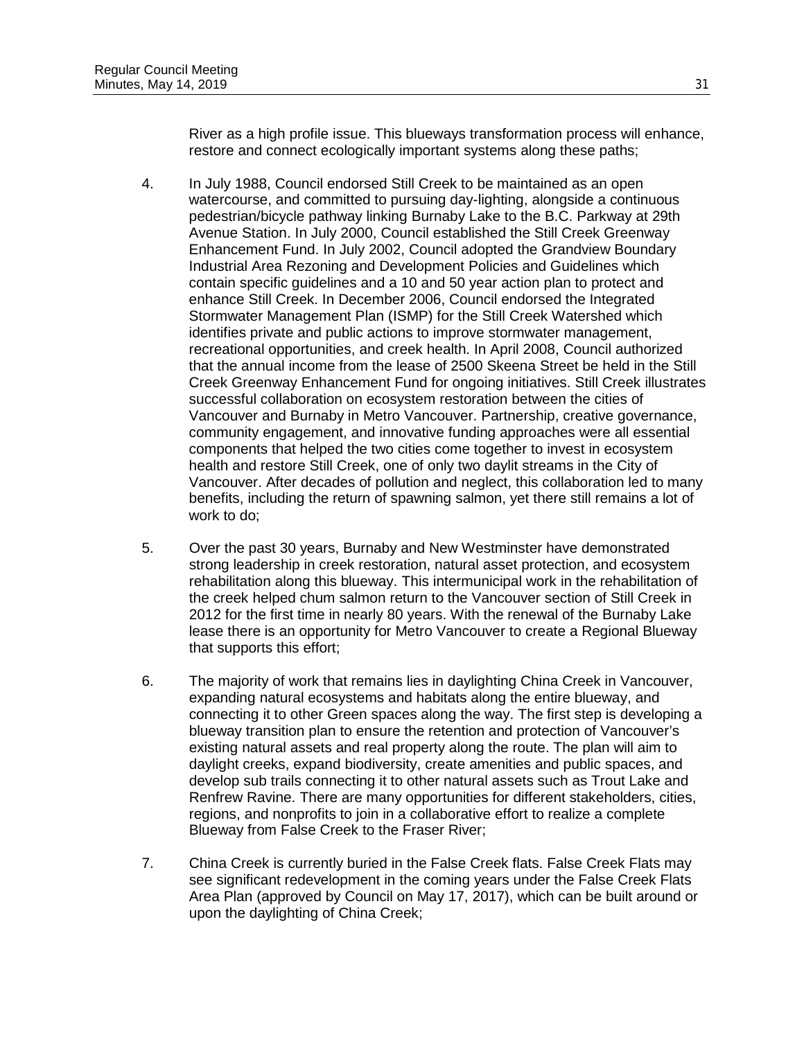River as a high profile issue. This blueways transformation process will enhance, restore and connect ecologically important systems along these paths;

4. In July 1988, Council endorsed Still Creek to be maintained as an open watercourse, and committed to pursuing day-lighting, alongside a continuous pedestrian/bicycle pathway linking Burnaby Lake to the B.C. Parkway at 29th Avenue Station. In July 2000, Council established the Still Creek Greenway Enhancement Fund. In July 2002, Council adopted the Grandview Boundary Industrial Area Rezoning and Development Policies and Guidelines which contain specific guidelines and a 10 and 50 year action plan to protect and enhance Still Creek. In December 2006, Council endorsed the Integrated Stormwater Management Plan (ISMP) for the Still Creek Watershed which identifies private and public actions to improve stormwater management, recreational opportunities, and creek health. In April 2008, Council authorized that the annual income from the lease of 2500 Skeena Street be held in the Still Creek Greenway Enhancement Fund for ongoing initiatives. Still Creek illustrates successful collaboration on ecosystem restoration between the cities of Vancouver and Burnaby in Metro Vancouver. Partnership, creative governance, community engagement, and innovative funding approaches were all essential components that helped the two cities come together to invest in ecosystem health and restore Still Creek, one of only two daylit streams in the City of Vancouver. After decades of pollution and neglect, this collaboration led to many benefits, including the return of spawning salmon, yet there still remains a lot of work to do;

5. Over the past 30 years, Burnaby and New Westminster have demonstrated strong leadership in creek restoration, natural asset protection, and ecosystem rehabilitation along this blueway. This intermunicipal work in the rehabilitation of the creek helped chum salmon return to the Vancouver section of Still Creek in 2012 for the first time in nearly 80 years. With the renewal of the Burnaby Lake lease there is an opportunity for Metro Vancouver to create a Regional Blueway that supports this effort;

6. The majority of work that remains lies in daylighting China Creek in Vancouver, expanding natural ecosystems and habitats along the entire blueway, and connecting it to other Green spaces along the way. The first step is developing a blueway transition plan to ensure the retention and protection of Vancouver's existing natural assets and real property along the route. The plan will aim to daylight creeks, expand biodiversity, create amenities and public spaces, and develop sub trails connecting it to other natural assets such as Trout Lake and Renfrew Ravine. There are many opportunities for different stakeholders, cities, regions, and nonprofits to join in a collaborative effort to realize a complete Blueway from False Creek to the Fraser River;

7. China Creek is currently buried in the False Creek flats. False Creek Flats may see significant redevelopment in the coming years under the False Creek Flats Area Plan (approved by Council on May 17, 2017), which can be built around or upon the daylighting of China Creek;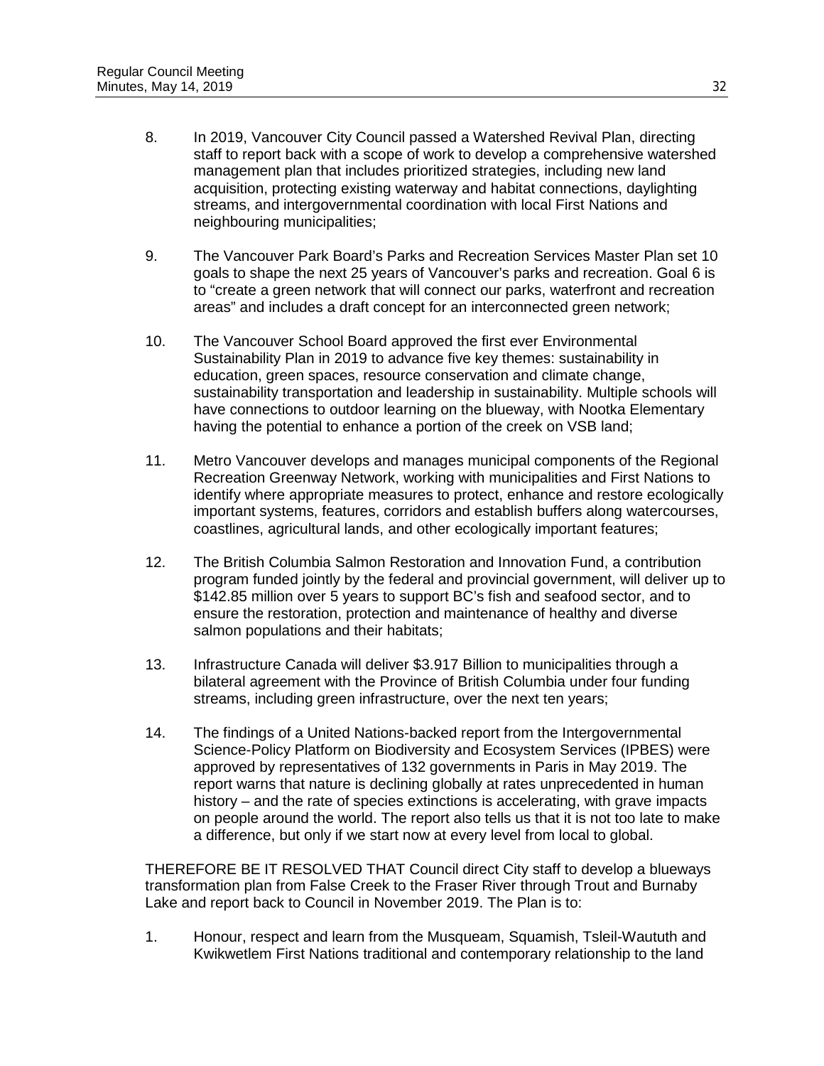8. In 2019, Vancouver City Council passed a Watershed Revival Plan, directing staff to report back with a scope of work to develop a comprehensive watershed management plan that includes prioritized strategies, including new land acquisition, protecting existing waterway and habitat connections, daylighting streams, and intergovernmental coordination with local First Nations and neighbouring municipalities;

9. The Vancouver Park Board's Parks and Recreation Services Master Plan set 10 goals to shape the next 25 years of Vancouver's parks and recreation. Goal 6 is to "create a green network that will connect our parks, waterfront and recreation areas" and includes a draft concept for an interconnected green network;

10. The Vancouver School Board approved the first ever Environmental Sustainability Plan in 2019 to advance five key themes: sustainability in education, green spaces, resource conservation and climate change, sustainability transportation and leadership in sustainability. Multiple schools will have connections to outdoor learning on the blueway, with Nootka Elementary having the potential to enhance a portion of the creek on VSB land;

11. Metro Vancouver develops and manages municipal components of the Regional Recreation Greenway Network, working with municipalities and First Nations to identify where appropriate measures to protect, enhance and restore ecologically important systems, features, corridors and establish buffers along watercourses, coastlines, agricultural lands, and other ecologically important features;

12. The British Columbia Salmon Restoration and Innovation Fund, a contribution program funded jointly by the federal and provincial government, will deliver up to $142.85 million over 5 years to support BC's fish and seafood sector, and to ensure the restoration, protection and maintenance of healthy and diverse salmon populations and their habitats;

13. Infrastructure Canada will deliver $3.917 Billion to municipalities through a bilateral agreement with the Province of British Columbia under four funding streams, including green infrastructure, over the next ten years;

14. The findings of a United Nations-backed report from the Intergovernmental Science-Policy Platform on Biodiversity and Ecosystem Services (IPBES) were approved by representatives of 132 governments in Paris in May 2019. The report warns that nature is declining globally at rates unprecedented in human history – and the rate of species extinctions is accelerating, with grave impacts on people around the world. The report also tells us that it is not too late to make a difference, but only if we start now at every level from local to global.

THEREFORE BE IT RESOLVED THAT Council direct City staff to develop a blueways transformation plan from False Creek to the Fraser River through Trout and Burnaby Lake and report back to Council in November 2019. The Plan is to:

1. Honour, respect and learn from the Musqueam, Squamish, Tsleil-Waututh and Kwikwetlem First Nations traditional and contemporary relationship to the land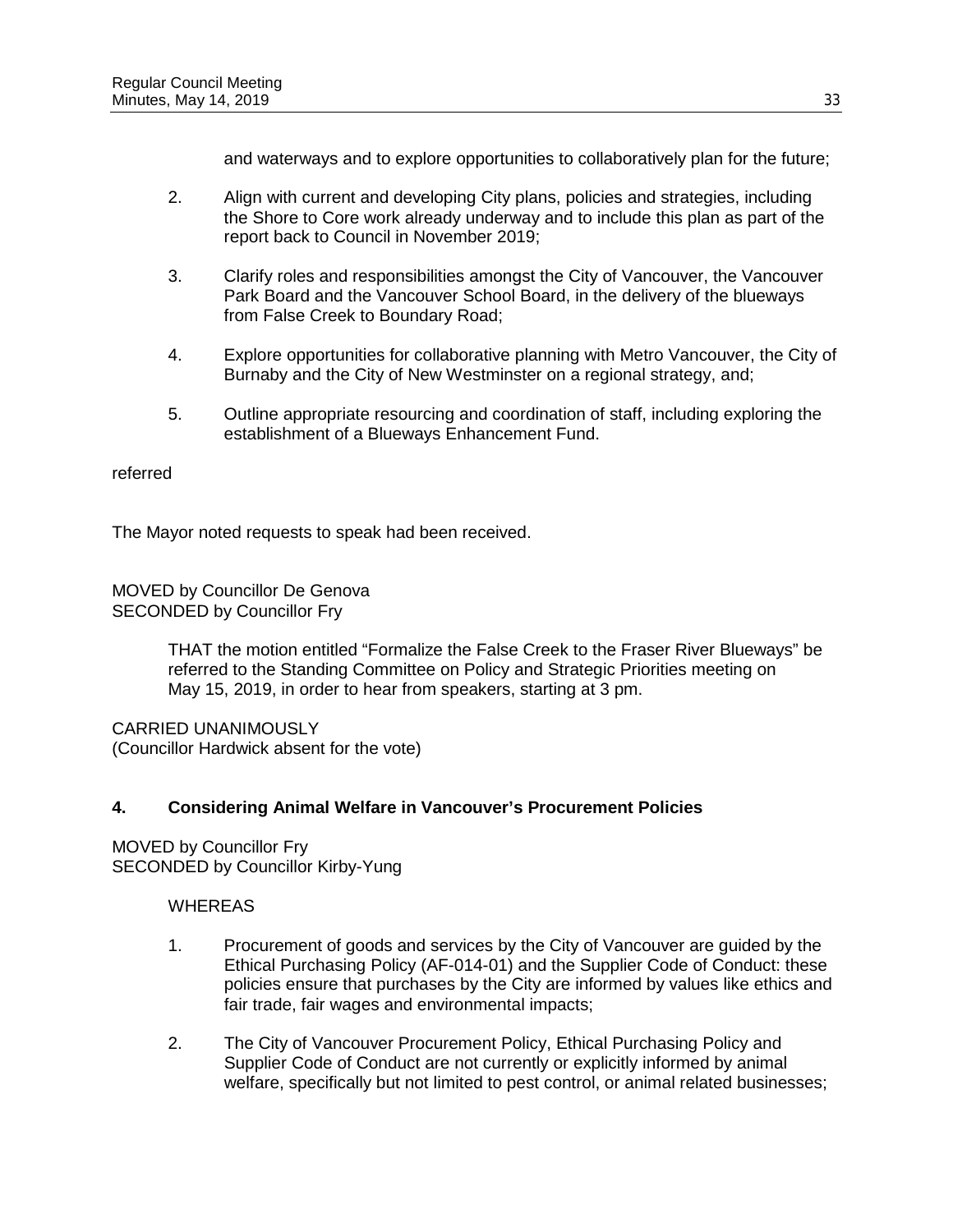and waterways and to explore opportunities to collaboratively plan for the future;

2. Align with current and developing City plans, policies and strategies, including the Shore to Core work already underway and to include this plan as part of the report back to Council in November 2019;

3. Clarify roles and responsibilities amongst the City of Vancouver, the Vancouver Park Board and the Vancouver School Board, in the delivery of the blueways from False Creek to Boundary Road;

4. Explore opportunities for collaborative planning with Metro Vancouver, the City of Burnaby and the City of New Westminster on a regional strategy, and;

5. Outline appropriate resourcing and coordination of staff, including exploring the establishment of a Blueways Enhancement Fund.

referred

The Mayor noted requests to speak had been received.

MOVED by Councillor De Genova
SECONDED by Councillor Fry

> THAT the motion entitled "Formalize the False Creek to the Fraser River Blueways" be referred to the Standing Committee on Policy and Strategic Priorities meeting on May 15, 2019, in order to hear from speakers, starting at 3 pm.

CARRIED UNANIMOUSLY
(Councillor Hardwick absent for the vote)

**4. Considering Animal Welfare in Vancouver's Procurement Policies**

MOVED by Councillor Fry
SECONDED by Councillor Kirby-Yung

WHEREAS

1. Procurement of goods and services by the City of Vancouver are guided by the Ethical Purchasing Policy (AF-014-01) and the Supplier Code of Conduct: these policies ensure that purchases by the City are informed by values like ethics and fair trade, fair wages and environmental impacts;

2. The City of Vancouver Procurement Policy, Ethical Purchasing Policy and Supplier Code of Conduct are not currently or explicitly informed by animal welfare, specifically but not limited to pest control, or animal related businesses;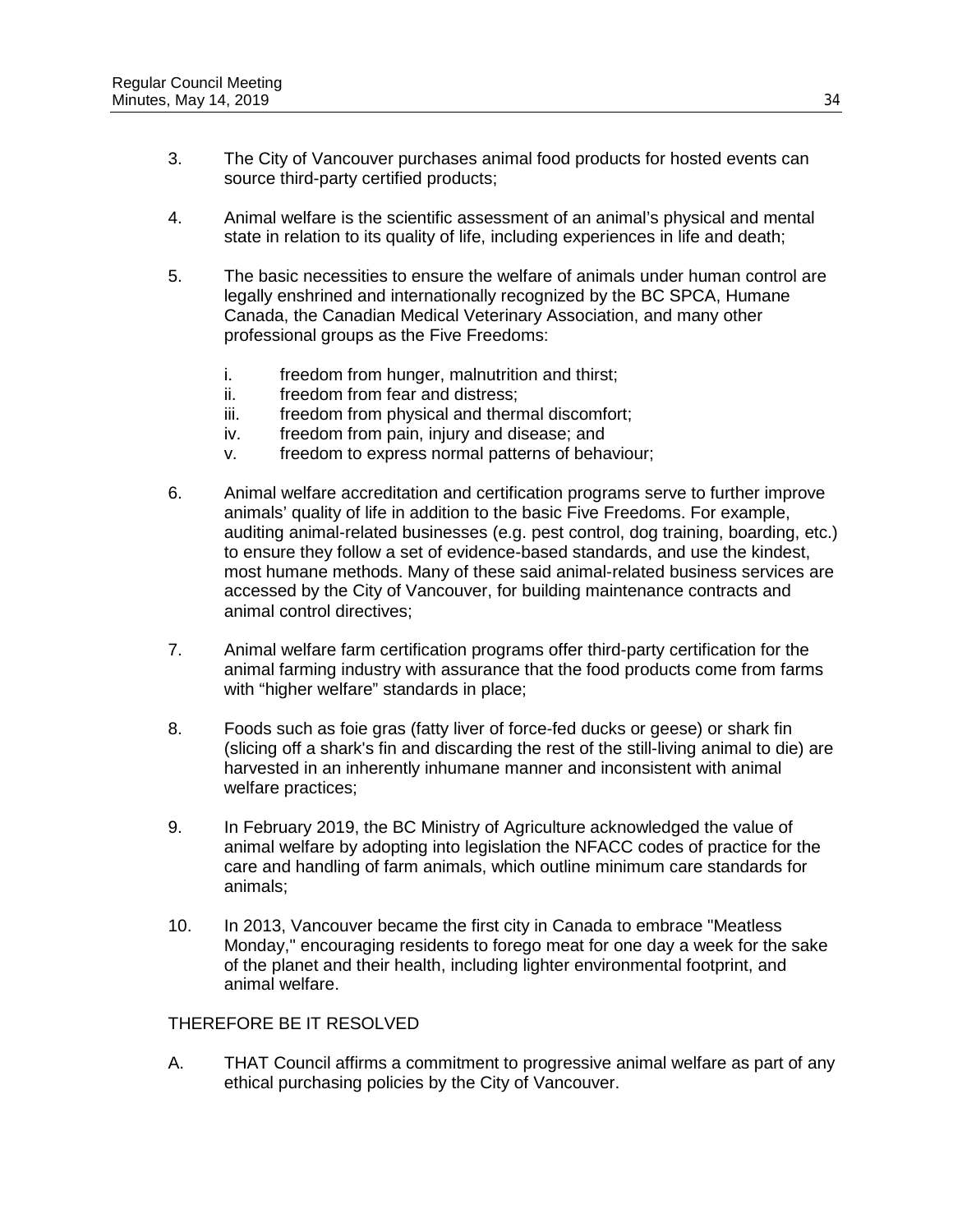3. The City of Vancouver purchases animal food products for hosted events can source third-party certified products;

4. Animal welfare is the scientific assessment of an animal's physical and mental state in relation to its quality of life, including experiences in life and death;

5. The basic necessities to ensure the welfare of animals under human control are legally enshrined and internationally recognized by the BC SPCA, Humane Canada, the Canadian Medical Veterinary Association, and many other professional groups as the Five Freedoms:

   i. freedom from hunger, malnutrition and thirst;
   ii. freedom from fear and distress;
   iii. freedom from physical and thermal discomfort;
   iv. freedom from pain, injury and disease; and
   v. freedom to express normal patterns of behaviour;

6. Animal welfare accreditation and certification programs serve to further improve animals' quality of life in addition to the basic Five Freedoms. For example, auditing animal-related businesses (e.g. pest control, dog training, boarding, etc.) to ensure they follow a set of evidence-based standards, and use the kindest, most humane methods. Many of these said animal-related business services are accessed by the City of Vancouver, for building maintenance contracts and animal control directives;

7. Animal welfare farm certification programs offer third-party certification for the animal farming industry with assurance that the food products come from farms with "higher welfare" standards in place;

8. Foods such as foie gras (fatty liver of force-fed ducks or geese) or shark fin (slicing off a shark's fin and discarding the rest of the still-living animal to die) are harvested in an inherently inhumane manner and inconsistent with animal welfare practices;

9. In February 2019, the BC Ministry of Agriculture acknowledged the value of animal welfare by adopting into legislation the NFACC codes of practice for the care and handling of farm animals, which outline minimum care standards for animals;

10. In 2013, Vancouver became the first city in Canada to embrace "Meatless Monday," encouraging residents to forego meat for one day a week for the sake of the planet and their health, including lighter environmental footprint, and animal welfare.

THEREFORE BE IT RESOLVED

A. THAT Council affirms a commitment to progressive animal welfare as part of any ethical purchasing policies by the City of Vancouver.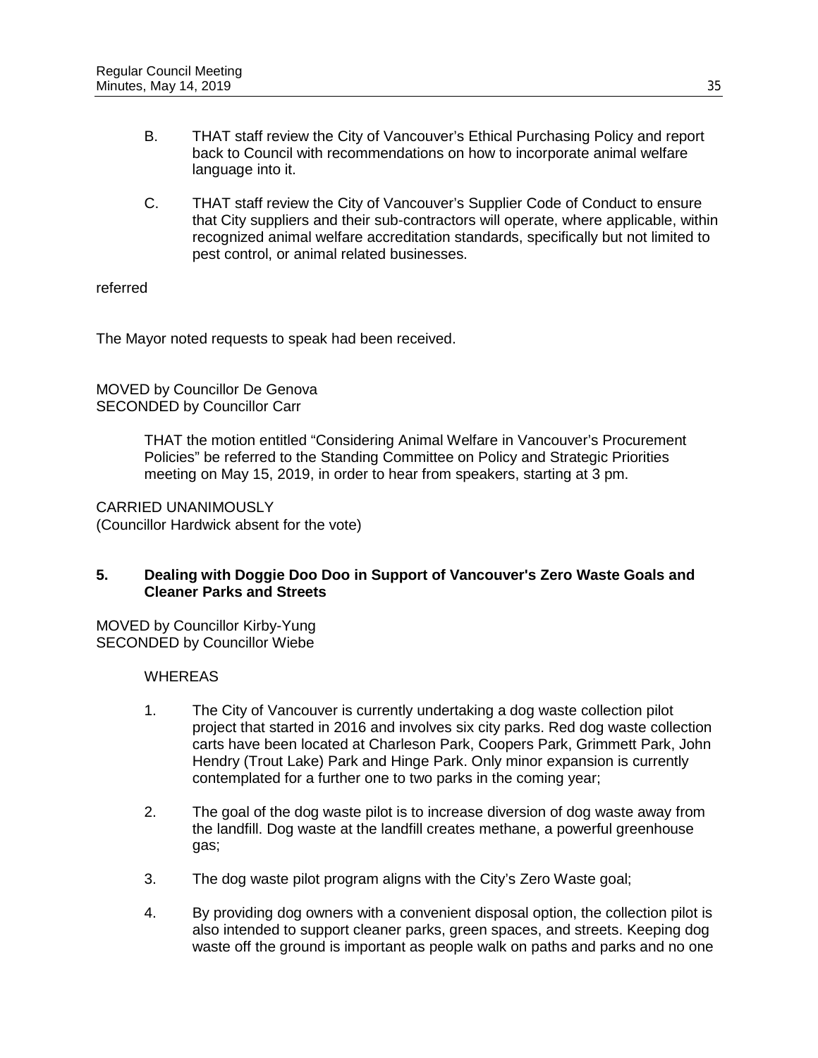B. THAT staff review the City of Vancouver's Ethical Purchasing Policy and report back to Council with recommendations on how to incorporate animal welfare language into it.

C. THAT staff review the City of Vancouver's Supplier Code of Conduct to ensure that City suppliers and their sub-contractors will operate, where applicable, within recognized animal welfare accreditation standards, specifically but not limited to pest control, or animal related businesses.

referred

The Mayor noted requests to speak had been received.

MOVED by Councillor De Genova
SECONDED by Councillor Carr

> THAT the motion entitled "Considering Animal Welfare in Vancouver's Procurement Policies" be referred to the Standing Committee on Policy and Strategic Priorities meeting on May 15, 2019, in order to hear from speakers, starting at 3 pm.

CARRIED UNANIMOUSLY
(Councillor Hardwick absent for the vote)

### 5. Dealing with Doggie Doo Doo in Support of Vancouver's Zero Waste Goals and Cleaner Parks and Streets

MOVED by Councillor Kirby-Yung
SECONDED by Councillor Wiebe

WHEREAS

1. The City of Vancouver is currently undertaking a dog waste collection pilot project that started in 2016 and involves six city parks. Red dog waste collection carts have been located at Charleson Park, Coopers Park, Grimmett Park, John Hendry (Trout Lake) Park and Hinge Park. Only minor expansion is currently contemplated for a further one to two parks in the coming year;

2. The goal of the dog waste pilot is to increase diversion of dog waste away from the landfill. Dog waste at the landfill creates methane, a powerful greenhouse gas;

3. The dog waste pilot program aligns with the City's Zero Waste goal;

4. By providing dog owners with a convenient disposal option, the collection pilot is also intended to support cleaner parks, green spaces, and streets. Keeping dog waste off the ground is important as people walk on paths and parks and no one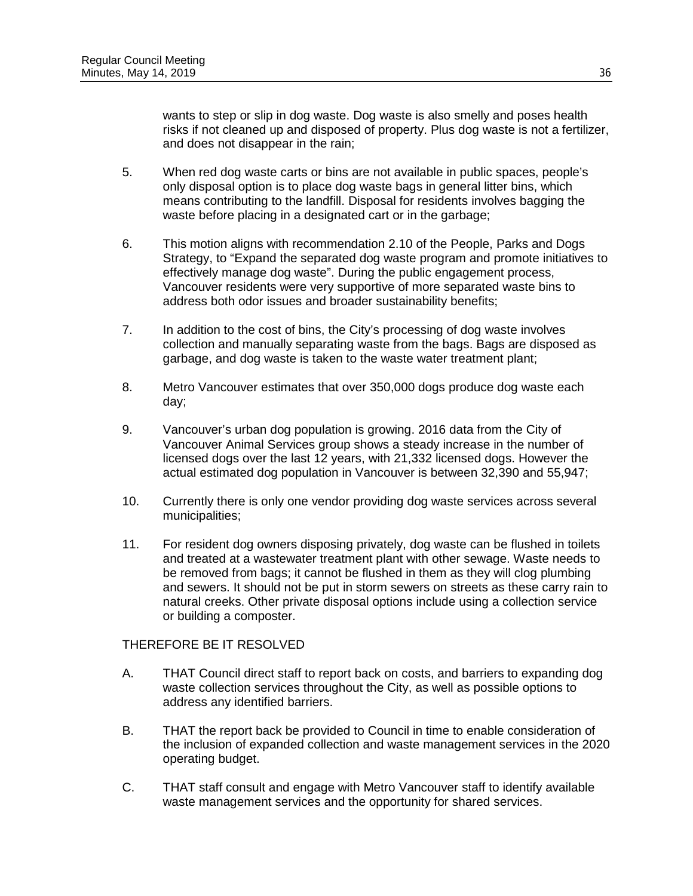wants to step or slip in dog waste. Dog waste is also smelly and poses health risks if not cleaned up and disposed of property. Plus dog waste is not a fertilizer, and does not disappear in the rain;

5. When red dog waste carts or bins are not available in public spaces, people's only disposal option is to place dog waste bags in general litter bins, which means contributing to the landfill. Disposal for residents involves bagging the waste before placing in a designated cart or in the garbage;

6. This motion aligns with recommendation 2.10 of the People, Parks and Dogs Strategy, to "Expand the separated dog waste program and promote initiatives to effectively manage dog waste". During the public engagement process, Vancouver residents were very supportive of more separated waste bins to address both odor issues and broader sustainability benefits;

7. In addition to the cost of bins, the City's processing of dog waste involves collection and manually separating waste from the bags. Bags are disposed as garbage, and dog waste is taken to the waste water treatment plant;

8. Metro Vancouver estimates that over 350,000 dogs produce dog waste each day;

9. Vancouver's urban dog population is growing. 2016 data from the City of Vancouver Animal Services group shows a steady increase in the number of licensed dogs over the last 12 years, with 21,332 licensed dogs. However the actual estimated dog population in Vancouver is between 32,390 and 55,947;

10. Currently there is only one vendor providing dog waste services across several municipalities;

11. For resident dog owners disposing privately, dog waste can be flushed in toilets and treated at a wastewater treatment plant with other sewage. Waste needs to be removed from bags; it cannot be flushed in them as they will clog plumbing and sewers. It should not be put in storm sewers on streets as these carry rain to natural creeks. Other private disposal options include using a collection service or building a composter.

THEREFORE BE IT RESOLVED

A. THAT Council direct staff to report back on costs, and barriers to expanding dog waste collection services throughout the City, as well as possible options to address any identified barriers.

B. THAT the report back be provided to Council in time to enable consideration of the inclusion of expanded collection and waste management services in the 2020 operating budget.

C. THAT staff consult and engage with Metro Vancouver staff to identify available waste management services and the opportunity for shared services.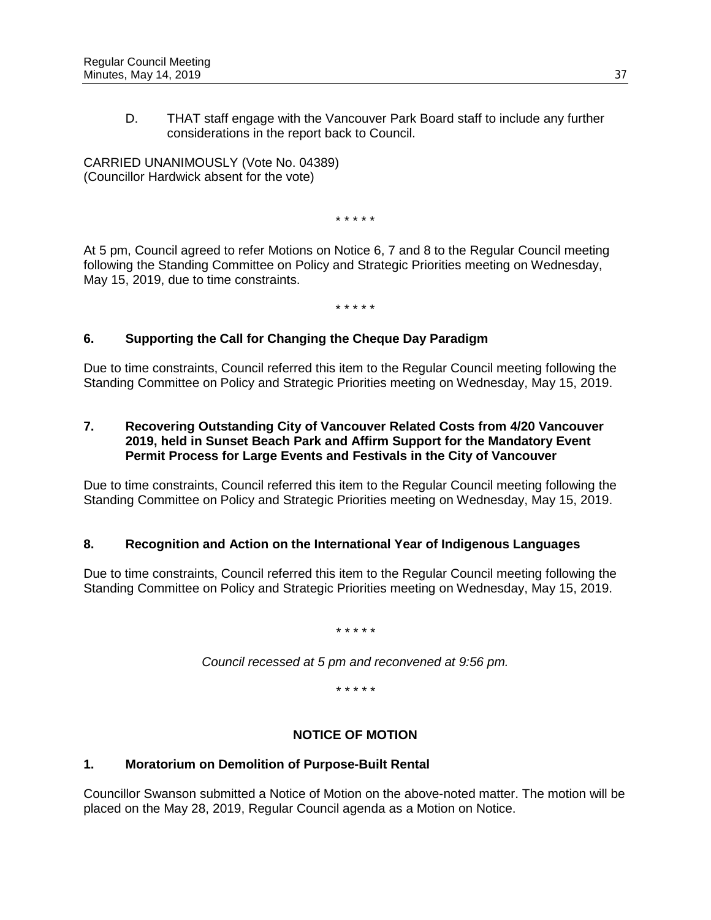D. THAT staff engage with the Vancouver Park Board staff to include any further considerations in the report back to Council.

CARRIED UNANIMOUSLY (Vote No. 04389)
(Councillor Hardwick absent for the vote)

\* \* \* \* \*

At 5 pm, Council agreed to refer Motions on Notice 6, 7 and 8 to the Regular Council meeting following the Standing Committee on Policy and Strategic Priorities meeting on Wednesday, May 15, 2019, due to time constraints.

\* \* \* \* \*

**6. Supporting the Call for Changing the Cheque Day Paradigm**

Due to time constraints, Council referred this item to the Regular Council meeting following the Standing Committee on Policy and Strategic Priorities meeting on Wednesday, May 15, 2019.

**7. Recovering Outstanding City of Vancouver Related Costs from 4/20 Vancouver 2019, held in Sunset Beach Park and Affirm Support for the Mandatory Event Permit Process for Large Events and Festivals in the City of Vancouver**

Due to time constraints, Council referred this item to the Regular Council meeting following the Standing Committee on Policy and Strategic Priorities meeting on Wednesday, May 15, 2019.

**8. Recognition and Action on the International Year of Indigenous Languages**

Due to time constraints, Council referred this item to the Regular Council meeting following the Standing Committee on Policy and Strategic Priorities meeting on Wednesday, May 15, 2019.

\* \* \* \* \*

*Council recessed at 5 pm and reconvened at 9:56 pm.*

\* \* \* \* \*

**NOTICE OF MOTION**

**1. Moratorium on Demolition of Purpose-Built Rental**

Councillor Swanson submitted a Notice of Motion on the above-noted matter. The motion will be placed on the May 28, 2019, Regular Council agenda as a Motion on Notice.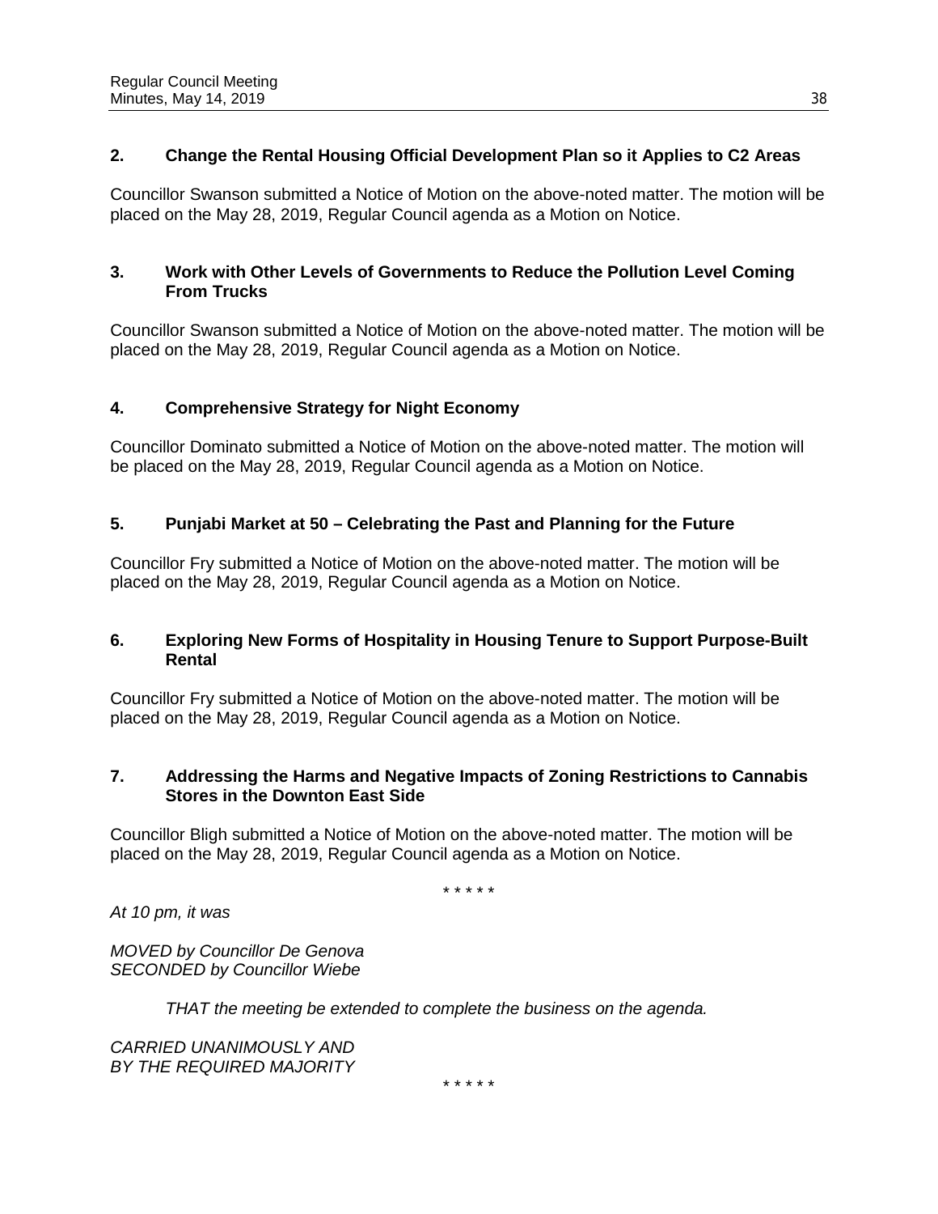### 2. Change the Rental Housing Official Development Plan so it Applies to C2 Areas

Councillor Swanson submitted a Notice of Motion on the above-noted matter. The motion will be placed on the May 28, 2019, Regular Council agenda as a Motion on Notice.

### 3. Work with Other Levels of Governments to Reduce the Pollution Level Coming From Trucks

Councillor Swanson submitted a Notice of Motion on the above-noted matter. The motion will be placed on the May 28, 2019, Regular Council agenda as a Motion on Notice.

### 4. Comprehensive Strategy for Night Economy

Councillor Dominato submitted a Notice of Motion on the above-noted matter. The motion will be placed on the May 28, 2019, Regular Council agenda as a Motion on Notice.

### 5. Punjabi Market at 50 – Celebrating the Past and Planning for the Future

Councillor Fry submitted a Notice of Motion on the above-noted matter. The motion will be placed on the May 28, 2019, Regular Council agenda as a Motion on Notice.

### 6. Exploring New Forms of Hospitality in Housing Tenure to Support Purpose-Built Rental

Councillor Fry submitted a Notice of Motion on the above-noted matter. The motion will be placed on the May 28, 2019, Regular Council agenda as a Motion on Notice.

### 7. Addressing the Harms and Negative Impacts of Zoning Restrictions to Cannabis Stores in the Downton East Side

Councillor Bligh submitted a Notice of Motion on the above-noted matter. The motion will be placed on the May 28, 2019, Regular Council agenda as a Motion on Notice.

\* \* \* \* \*

*At 10 pm, it was*

*MOVED by Councillor De Genova*
*SECONDED by Councillor Wiebe*

> *THAT the meeting be extended to complete the business on the agenda.*

*CARRIED UNANIMOUSLY AND*
*BY THE REQUIRED MAJORITY*

\* \* \* \* \*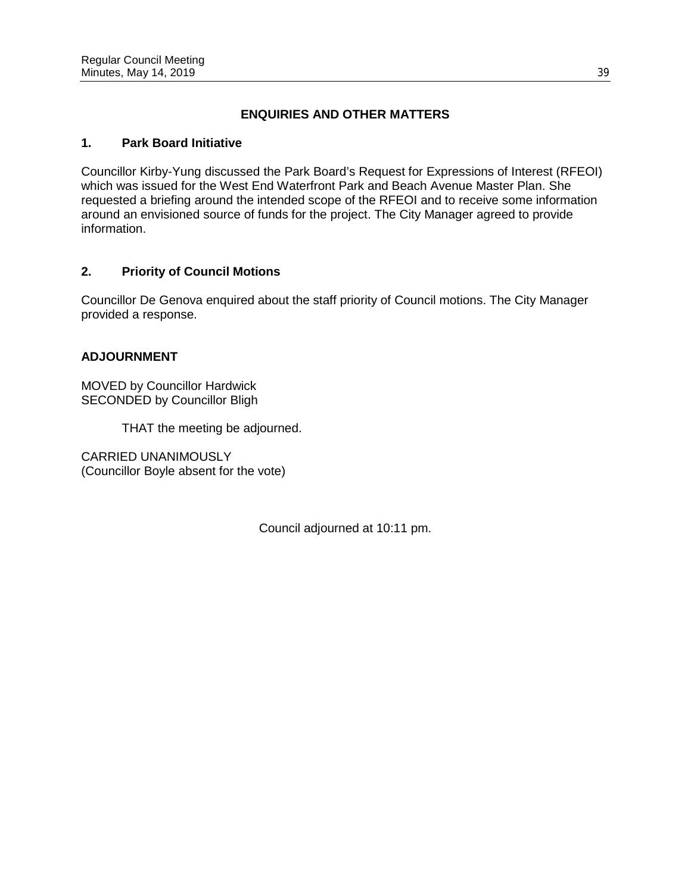## ENQUIRIES AND OTHER MATTERS

### 1. Park Board Initiative

Councillor Kirby-Yung discussed the Park Board's Request for Expressions of Interest (RFEOI) which was issued for the West End Waterfront Park and Beach Avenue Master Plan. She requested a briefing around the intended scope of the RFEOI and to receive some information around an envisioned source of funds for the project. The City Manager agreed to provide information.

### 2. Priority of Council Motions

Councillor De Genova enquired about the staff priority of Council motions. The City Manager provided a response.

## ADJOURNMENT

MOVED by Councillor Hardwick
SECONDED by Councillor Bligh

THAT the meeting be adjourned.

CARRIED UNANIMOUSLY
(Councillor Boyle absent for the vote)

Council adjourned at 10:11 pm.